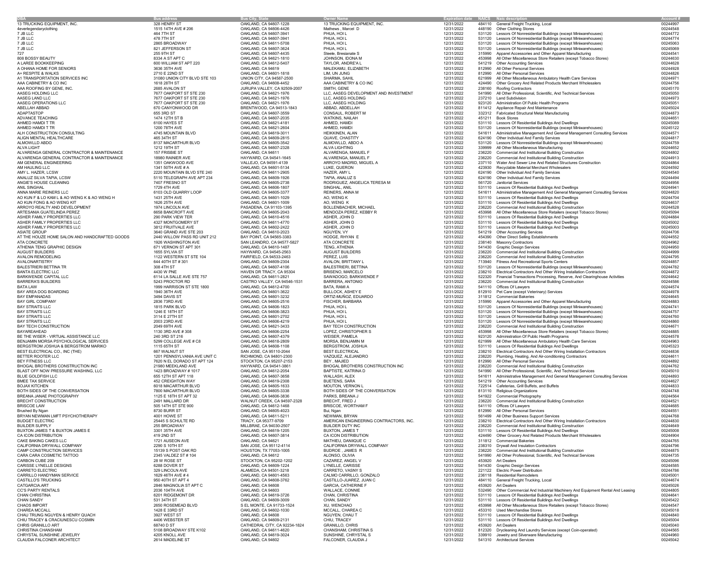| DBA | Bus address | Bus City, State | Owner Name | Expiration date | NAICS | Naic description | Account # |
|---|---|---|---|---|---|---|---|
| 13 TRUCKING EQUIPMENT, INC. | 328 HENRY ST | OAKLAND, CA 94607-1228 | 13 TRUCKING EQUIPMENT, INC. | 12/31/2022 | 484110 | General Freight Trucking, Local | 00244997 |
| 4everlegendaryclothing | 1515 14TH AVE # 206 | OAKLAND, CA 94606-4426 | Mathews , Marcel D | 12/31/2022 | 448190 | Other Clothing Stores | 00244548 |
| 7 JB LLC | 464 7TH ST | OAKLAND, CA 94607-3941 | PHUA, HOI L | 12/31/2022 | 531120 | Lessors Of Nonresidential Buildings (except Miniwarehouses) | 00244772 |
| 7 JB LLC | 478 7TH ST | OAKLAND, CA 94607-3941 | PHUA, HOI L | 12/31/2022 | 531120 | Lessors Of Nonresidential Buildings (except Miniwarehouses) | 00244774 |
| 7 JB LLC | 2865 BROADWAY | OAKLAND, CA 94611-5708 | PHUA, HOI L | 12/31/2022 | 531120 | Lessors Of Nonresidential Buildings (except Miniwarehouses) | 00245063 |
| 7 JB LLC | 821 JEFFERSON ST | OAKLAND, CA 94607-3624 | PHUA, HOI L | 12/31/2022 | 531120 | Lessors Of Nonresidential Buildings (except Miniwarehouses) | 00245069 |
| 727 | 255 9TH ST | OAKLAND, CA 94607-4435 | Steele, Bresianate S | 12/31/2022 | 315990 | Apparel Accessories and Other Apparel Manufacturing | 00244541 |
| 808 BOSSY BEAUTY | 8334 A ST APT C | OAKLAND, CA 94621-1810 | JOHNSON, IDONA M | 12/31/2022 | 453998 | All Other Miscellaneous Store Retailers (except Tobacco Stores) | 00244630 |
| A LAREE BOOKKEEPING | 600 WILLIAM ST APT 220 | OAKLAND, CA 94612-5407 | TAYLOR, ANDRE'A L | 12/31/2022 | 541219 | Other Accounting Services | 00244628 |
| A OHANA HOME FOR SENIORS | 3636 35TH AVE | OAKLAND, CA 94619 | MALEKAMU, ELIZABETH | 12/31/2022 | 812990 | All Other Personal Services | 00244928 |
| A+ RESPITE & WALKS | 2710 E 22ND ST | OAKLAND, CA 94601-1818 | LIM, UN JUNG | 12/31/2022 | 812990 | All Other Personal Services | 00244826 |
| A1 TRANSPORTATION SERVICES INC | 31080 UNION CITY BLVD STE 103 | UNION CITY, CA 94587-2500 | SHARMA, SAHIL | 12/31/2022 | 621999 | All Other Miscellaneous Ambulatory Health Care Services | 00244971 |
| AAA CABINETRY & CO INC | 1618 28TH ST | OAKLAND, CA 94608-4452 | AAA CABINETRY & CO INC | 12/31/2022 | 424490 | Other Grocery And Related Products Merchant Wholesalers | 00244756 |
| AAA ROOFING BY GENE, INC. | 2685 AVALON ST | JURUPA VALLEY, CA 92509-2007 | SMITH, GENE | 12/31/2022 | 238160 | Roofing Contractors | 00245170 |
| AASEG HOLDING LLC | 7677 OAKPORT ST STE 230 | OAKLAND, CA 94621-1976 | LLC, AASEG DEVELOPMENT AND INVESTMENT | 12/31/2022 | 541990 | All Other Professional, Scientific, And Technical Services | 00245050 |
| AASEG LAND LLC | 7677 OAKPORT ST STE 230 | OAKLAND, CA 94621-1976 | LLC, AASEG HOLDING | 12/31/2022 | 237210 | Land Subdivision | 00244973 |
| AASEG OPERATIONS LLC | 7677 OAKPORT ST STE 230 | OAKLAND, CA 94621-1976 | LLC, AASEG HOLDING | 12/31/2022 | 923120 | Administration Of Public Health Programs | 00245051 |
| ABELLAH ABBAD | 670 CANYONWOOD DR | BRENTWOOD, CA 94513-1843 | ABBAD, ABDELLAH | 12/31/2022 | 811412 | Appliance Repair And Maintenance | 00245024 |
| ADAPTASTOP | 655 3RD ST | OAKLAND, CA 94607-3559 | CONSAUL, ROBERT M | 12/31/2022 | 332312 | Fabricated Structural Metal Manufacturing | 00244873 |
| ADVANCE TEACHING | 1474 12TH ST B | OAKLAND, CA 94607-2035 | WATKINS, NAILAH | 12/31/2022 | 451211 | Book Stores | 00244651 |
| AHMED HAMDI T TR | 6100 HAYES ST | OAKLAND, CA 94621-4181 | AHMED, HAMDI | 12/31/2022 | 531110 | Lessors Of Residential Buildings And Dwellings | 00245089 |
| AHMED HAMDI T TR | 1200 78TH AVE | OAKLAND, CA 94621-2604 | AHMED, HAMDI | 12/31/2022 | 531120 | Lessors Of Nonresidential Buildings (except Miniwarehouses) | 00245122 |
| ALH CONSTRUCTION CONSULTING | 4745 MOUNTAIN BLVD | OAKLAND, CA 94619-3011 | HEIKKINEN, ALAN | 12/31/2022 | 541611 | Administrative Management And General Management Consulting Services | 00244571 |
| ALIGN MENTAL HEALTHCARE | 465 34TH ST | OAKLAND, CA 94609-2815 | QUAVE, CHASTITY | 12/31/2022 | 624190 | Other Individual And Family Services | 00244817 |
| ALMOWLLD ABDO | 8137 MACARTHUR BLVD | OAKLAND, CA 94605-3542 | ALMOWLLD, ABDO A | 12/31/2022 | 531120 | Lessors Of Nonresidential Buildings (except Miniwarehouses) | 00244759 |
| ALVA LIGHT | 1212 19TH ST | OAKLAND, CA 94607-2328 | ALVA LIGHTING | 12/31/2022 | 339999 | All Other Miscellaneous Manufacturing | 00244652 |
| ALVARENGA GENERAL CONTRACTOR & MAINTENANCE | 157 FRISBIE ST | OAKLAND, CA 94611 | ALVARENGA, MANUEL F | 12/31/2022 | 236220 | Commercial And Institutional Building Construction | 00244802 |
| ALVARENGA GENERAL CONTRACTOR & MAINTENANCE | 18980 RAINIER AVE | HAYWARD, CA 94541-1645 | ALVARENGA, MANUEL F | 12/31/2022 | 236220 | Commercial And Institutional Building Construction | 00244913 |
| AM GENERAL ENGINEERING | 1351 OAKWOOD AVE | VALLEJO, CA 94591-4139 | ARROYO MADRID, MIGUEL A | 12/31/2022 | 237110 | Water And Sewer Line And Related Structures Construction | 00244864 |
| AM HAULING LLC | 1341 50TH AVE # A | OAKLAND, CA 94601-5134 | LUKE, QUERON | 12/31/2022 | 423930 | Recyclable Material Merchant Wholesalers | 00244592 |
| AMY L. HAZER, LCSW | 2220 MOUNTAIN BLVD STE 240 | OAKLAND, CA 94611-2905 | HAZER, AMY L | 12/31/2022 | 624190 | Other Individual And Family Services | 00244540 |
| ANALUZ SILVA TAPIA, LCSW | 5110 TELEGRAPH AVE APT 234 | OAKLAND, CA 94609-1926 | TAPIA, ANALUZ S | 12/31/2022 | 624190 | Other Individual And Family Services | 00244494 |
| ANGIE'S HOUSE CLEANING | 7407 FRESNO ST | OAKLAND, CA 94605-2738 | RODRIGUEZ, ANGELICA TERESA M | 12/31/2022 | 561720 | Janitorial Services | 00244956 |
| ANIL SINGHAL | 1729 4TH AVE | OAKLAND, CA 94606-1807 | SINGHAL, ANIL | 12/31/2022 | 531110 | Lessors Of Residential Buildings And Dwellings | 00244941 |
| ANNA MARIE REINERS LLC | 6103 OLD QUARRY LOOP | OAKLAND, CA 94605-3377 | REINERS, ANNA M | 12/31/2022 | 541611 | Administrative Management And General Management Consulting Services | 00244820 |
| AO KUN F & LO KAM L & AO WENG K & AO WENG H | 1431 25TH AVE | OAKLAND, CA 94601-1029 | AO, WENG K | 12/31/2022 | 531110 | Lessors Of Residential Buildings And Dwellings | 00244704 |
| AO KUN FONG & AO WENG KIT | 1626 25TH AVE | OAKLAND, CA 94601-1009 | AO, WENG K | 12/31/2022 | 531110 | Lessors Of Residential Buildings And Dwellings | 00244637 |
| ARROYO REALTY AND DEVELOPMENT | 1974 LINCOLN AVE | PASADENA, CA 91103-1395 | BOLLENBACHER, MICHAEL | 12/31/2022 | 236220 | Commercial And Institutional Building Construction | 00244528 |
| ARTESANIA GUATELINDA PEREZ | 6658 BANCROFT AVE | OAKLAND, CA 94605-2043 | MENDOZA PEREZ, KEBBY R | 12/31/2022 | 453998 | All Other Miscellaneous Store Retailers (except Tobacco Stores) | 00245094 |
| ASHER FAMILY PROPERTIES LLC | 290 PARK VIEW TER | OAKLAND, CA 94610-4516 | ASHER, JOHN D | 12/31/2022 | 531110 | Lessors Of Residential Buildings And Dwellings | 00244884 |
| ASHER FAMILY PROPERTIES LLC | 4327 MONTGOMERY ST | OAKLAND, CA 94611-4770 | ASHER, JOHN D | 12/31/2022 | 531110 | Lessors Of Residential Buildings And Dwellings | 00245002 |
| ASHER FAMILY PROPERTIES LLC | 3812 FRUITVALE AVE | OAKLAND, CA 94602-2422 | ASHER, JOHN D | 12/31/2022 | 531110 | Lessors Of Residential Buildings And Dwellings | 00245003 |
| ASIATE GROUP | 3640 GRAND AVE STE 203 | OAKLAND, CA 94610-2023 | NGUYEN, VY | 12/31/2022 | 541219 | Other Accounting Services | 00244706 |
| AT THE HOUZE HOME SALON AND HANDCRAFTED GOODS | 2440 WILLOW PASS RD UNIT 212 | BAY POINT, CA 94565-3383 | HODGE, RHYAN E | 12/31/2022 | 454390 | Other Direct Selling Establishments | 00244552 |
| ATA CONCRETE | 1926 WASHINGTON AVE | SAN LEANDRO, CA 94577-5827 | ATA CONCRETE | 12/31/2022 | 238140 | Masonry Contractors | 00244962 |
| ATHENIA TENG GRAPHIC DESIGN | 671 VERNON ST APT 301 | OAKLAND, CA 94610-1487 | TENG, ATHENIA | 12/31/2022 | 541430 | Graphic Design Services | 00244950 |
| AUGUST BUILDERS | 1655 SYLVIA ST | HAYWARD, CA 94545-2563 | AUGUST BUILDERS | 12/31/2022 | 236220 | Commercial And Institutional Building Construction | 00244999 |
| AVALON REMODELING | 1122 WESTERN ST STE 104 | FAIRFIELD, CA 94533-2463 | PEREZ, LUIS | 12/31/2022 | 236220 | Commercial And Institutional Building Construction | 00244795 |
| AVALONARTISTRY | 644 40TH ST # 301 | OAKLAND, CA 94609-2304 | AVALON, BRITTANY L | 12/31/2022 | 713940 | Fitness And Recreational Sports Centers | 00244857 |
| BALESTRIERI BETTINA TR | 308 4TH ST | OAKLAND, CA 94607-4106 | BALESTRIERI, BETTINA | 12/31/2022 | 531120 | Lessors Of Nonresidential Buildings (except Miniwarehouses) | 00244782 |
| BANTA ELECTRIC LLC | 4430 W PNE | HAVEN DR TRACY, CA 95304 | BRISENO, MARCELO | 12/31/2022 | 238210 | Electrical Contractors And Other Wiring Installation Contractors | 00244872 |
| BARKWENDE CAPITAL LLC | 6114 LA SALLE AVE STE 757 | OAKLAND, CA 94611-2821 | SAWADOGO, BARKWENDE F | 12/31/2022 | 522320 | Financial Transactions Processing, Reserve, And Clearinghouse Activities | 00244642 |
| BARRERA'S BUILDERS | 5243 PROCTOR RD | CASTRO VALLEY, CA 94546-1531 | BARRERA, ANTONIO | 12/31/2022 | 236220 | Commercial And Institutional Building Construction | 00244586 |
| BATA LAW | 1999 HARRISON ST STE 1800 | OAKLAND, CA 94612-4700 | BATA, RAMI A | 12/31/2022 | 541110 | Offices Of Lawyers | 00244574 |
| BAY AREA DOG BOARDING | 1940 36TH AVE | OAKLAND, CA 94601-3622 | BULLOCK, ASHEY E | 12/31/2022 | 812910 | Pet Care (except Veterinary) Services | 00244978 |
| BAY EMPANADAS | 3494 DAVIS ST | OAKLAND, CA 94601-3232 | ORTIZ-MUÑOZ, EDUARDO | 12/31/2022 | 311812 | Commercial Bakeries | 00244645 |
| BAY GIRL COMPANY | 2836 73RD AVE | OAKLAND, CA 94605-2516 | FISCHER, BARBARA | 12/31/2022 | 315990 | Apparel Accessories and Other Apparel Manufacturing | 00244883 |
| BAY STRAITS LLC | 1815 PARK BLVD | OAKLAND, CA 94606-1823 | PHUA, HOI L | 12/31/2022 | 531120 | Lessors Of Nonresidential Buildings (except Miniwarehouses) | 00244741 |
| BAY STRAITS LLC | 1246 E 18TH ST | OAKLAND, CA 94606-3823 | PHUA, HOI L | 12/31/2022 | 531120 | Lessors Of Nonresidential Buildings (except Miniwarehouses) | 00244757 |
| BAY STRAITS LLC | 3114 E 27TH ST | OAKLAND, CA 94601-2702 | PHUA, HOI L | 12/31/2022 | 531120 | Lessors Of Nonresidential Buildings (except Miniwarehouses) | 00244760 |
| BAY STRAITS LLC | 2003 23RD AVE | OAKLAND, CA 94606-4219 | PHUA, HOI L | 12/31/2022 | 531120 | Lessors Of Nonresidential Buildings (except Miniwarehouses) | 00244860 |
| BAY TECH CONSTRUCTION | 2049 69TH AVE | OAKLAND, CA 94621-3433 | BAY TECH CONSTRUCTION | 12/31/2022 | 236220 | Commercial And Institutional Building Construction | 00244671 |
| BAYAREAHEAD | 1130 3RD AVE # 308 | OAKLAND, CA 94606-2254 | LOPEZ, CHRISTOPHER S | 12/31/2022 | 453998 | All Other Miscellaneous Store Retailers (except Tobacco Stores) | 00244885 |
| BE THE WISER - VIRTUAL ASSISTANCE LLC | 240 3RD ST 216 | OAKLAND, CA 94607-4379 | WEISER, PAMELA | 12/31/2022 | 923120 | Administration Of Public Health Programs | 00244578 |
| BENJAMIN MORSA PSYCHOLOGICAL SERVICES | 5299 COLLEGE AVE # C8 | OAKLAND, CA 94618-2809 | MORSA, BENJAMIN M | 12/31/2022 | 621999 | All Other Miscellaneous Ambulatory Health Care Services | 00244963 |
| BERGSTROM JOSHUA & BERGSTROM MARIKO | 1115 65TH ST | OAKLAND, CA 94608-1108 | BERGSTROM, JOSHUA | 12/31/2022 | 531110 | Lessors Of Residential Buildings And Dwellings | 00245323 |
| BEST ELECTRICAL CO., INC (THE) | 667 WALNUT ST | SAN JOSE, CA 95110-2044 | BEST ELECTRICAL | 12/31/2022 | 238210 | Electrical Contractors And Other Wiring Installation Contractors | 00244836 |
| BETTER ROOTER LLC | 1201 PENNSYLVANIA AVE UNIT C | RICHMOND, CA 94801-2300 | VAZQUEZ, ALEJANDRO | 12/31/2022 | 238220 | Plumbing, Heating, And Air-conditioning Contractors | 00244611 |
| BEY FITNESS LLC | 7620 N EL DORADO ST APT 124 | STOCKTON, CA 95207-2153 | BEY , MAJIED | 12/31/2022 | 812990 | All Other Personal Services | 00244892 |
| BHOGAL BROTHERS CONSTRUCTION INC | 21669 MEEKLAND AVE | HAYWARD, CA 94541-3861 | BHOGAL BROTHERS CONSTRUCTION INC | 12/31/2022 | 236220 | Commercial And Institutional Building Construction | 00244762 |
| BLAST OFF NOW PRESSURE WASHING, LLC | 1423 BROADWAY # 1017 | OAKLAND, CA 94612-2054 | BAPTISTE, KATRINA D | 12/31/2022 | 541990 | All Other Professional, Scientific, And Technical Services | 00245010 |
| BLUE GOLDFISH LLC | 655 12TH ST APT 118 | OAKLAND, CA 94607-3658 | WALLASH, ALEX | 12/31/2022 | 541611 | Administrative Management And General Management Consulting Services | 00244893 |
| BMEE TAX SERVICE | 452 CREIGHTON WAY | OAKLAND, CA 94619-2308 | BUETENS, SARA | 12/31/2022 | 541219 | Other Accounting Services | 00244627 |
| BOJAX KITCHEN | 6018 MACARTHUR BLVD | OAKLAND, CA 94605-1633 | MOUTON, VERNON L | 12/31/2022 | 722514 | Cafeterias, Grill Buffets, and Buffets | 00244833 |
| BOTH SIDES OF THE CONVERSATION | 7800 MACARTHUR BLVD | OAKLAND, CA 94605-3338 | BOTH SIDES OF THE CONVERSATION | 12/31/2022 | 813110 | Religious Organizations | 00244748 |
| BREANA JANAE PHOTOGRAPHY | 1125 E 18TH ST APT 32 | OAKLAND, CA 94606-3836 | PARKS, BREANA J | 12/31/2022 | 541922 | Commercial Photography | 00244564 |
| BRECHT CONSTRUCTION | 2491 MALLARD DR | WALNUT CREEK, CA 94597-2328 | BRECHT, FRED J | 12/31/2022 | 236220 | Commercial And Institutional Building Construction | 00244521 |
| BRISCOE LAW | 505 14TH ST STE 900 | OAKLAND, CA 94612-1468 | BRISCOE, WORTHAM F | 12/31/2022 | 541110 | Offices Of Lawyers | 00244685 |
| Brushed By Ngan | 8730 BURR ST | OAKLAND, CA 94605-4023 | Bui, Ngan | 12/31/2022 | 812990 | All Other Personal Services | 00244551 |
| BRYAN NEWMAN LMFT PSYCHOTHERAPY | 4001 HOWE ST | OAKLAND, CA 94611-5211 | NEWMAN, BRYAN | 12/31/2022 | 561499 | All Other Business Support Services | 00244768 |
| BUDGET ELECTRIC | 25445 S SCHULTE RD | TRACY, CA 95377-9709 | AMERICAN ENGINEERING CONTRACTORS, INC. | 12/31/2022 | 238210 | Electrical Contractors And Other Wiring Installation Contractors | 00244830 |
| BUILDER SUPPLY | 255 BROADWAY | MILLBRAE, CA 94030-2507 | BUILDER DUTY INC | 12/31/2022 | 236220 | Commercial And Institutional Building Construction | 00244649 |
| BUXTON JAMES T & BUXTON JAMES E | 3301 35TH AVE | OAKLAND, CA 94619-1205 | BUXTON, JAMES T | 12/31/2022 | 531110 | Lessors Of Residential Buildings And Dwellings | 00245008 |
| CA ICON DISTRIBUTION | 419 2ND ST | OAKLAND, CA 94607-3814 | CA ICON DISTRIBUTION | 12/31/2022 | 424490 | Other Grocery And Related Products Merchant Wholesalers | 00244904 |
| CAKE BAKING CAKES LLC | 1721 AUSEON AVE | OAKLAND, CA 94621 | MATHIEU, DANIQUE C | 12/31/2022 | 311812 | Commercial Bakeries | 00244765 |
| CALIFORNIA DRYWALL COMPANY | 2290 S 10TH ST | SAN JOSE, CA 95112-4114 | CALIFORNIA DRYWALL COMPANY | 12/31/2022 | 238310 | Drywall And Insulation Contractors | 00244796 |
| CAMP CONSTRUCTION SERVICES | 15139 S POST OAK RD | HOUSTON, TX 77053-1005 | BUDROE , JAMES R | 12/31/2022 | 236220 | Commercial And Institutional Building Construction | 00244875 |
| CARA CARA COSMETIC TATTOO | 2345 VALDEZ ST # 104 | OAKLAND, CA 94612 | ALONSO, OLIVIA | 12/31/2022 | 541990 | All Other Professional, Scientific, And Technical Services | 00244735 |
| CARBON CUBE 209 | 28 W ROSE ST | STOCKTON, CA 95202-1202 | CAZAREZ, ANGEL V | 12/31/2022 | 453920 | Art Dealers | 00245096 |
| CARISSE LYNELLE DESIGNS | 6288 DOVER ST | OAKLAND, CA 94609-1224 | LYNELLE, CARISSE | 12/31/2022 | 541430 | Graphic Design Services | 00244585 |
| CARRETO ELECTRIC | 329 LINCOLN AVE | ALAMEDA, CA 94501-3218 | CARRETO, VASNY S | 12/31/2022 | 221122 | Electric Power Distribution | 00244786 |
| CARRILLO HANDYMAN SERVICE | 1629 46TH AVE # 4 | OAKLAND, CA 94601-4563 | CALMO CARRILLO, GONZALO | 12/31/2022 | 236118 | Residential Remodelers | 00245001 |
| CASTILLO'S TRUCKING | 950 40TH ST APT 4 | OAKLAND, CA 94608-3762 | CASTILLO-JUAREZ, JUAN C | 12/31/2022 | 484110 | General Freight Trucking, Local | 00244674 |
| CATGARCIA.ART | 2846 MAGNOLIA ST APT C | OAKLAND, CA 94608 | GARCIA, CATHERINE F | 12/31/2022 | 453920 | Art Dealers | 00245026 |
| CC'S PARTY RENTALS | 2036 104TH AVE | OAKLAND, CA 94603 | WALLACE, CONNIE | 12/31/2022 | 532490 | Other Commercial And Industrial Machinery And Equipment Rental And Leasing | 00244805 |
| CHAN CHRISTINA | 6201 RIDGEMONT DR | OAKLAND, CA 94619-3726 | CHAN, CHRISTINA | 12/31/2022 | 531110 | Lessors Of Residential Buildings And Dwellings | 00244641 |
| CHAN SANDY | 531 34TH ST | OAKLAND, CA 94609-3009 | CHAN, SANDY | 12/31/2022 | 531110 | Lessors Of Residential Buildings And Dwellings | 00245422 |
| CHAOS IMPORT | 2650 ROSEMEAD BLVD | S EL MONTE, CA 91733-1524 | XU, WENCHAO | 12/31/2022 | 453998 | All Other Miscellaneous Store Retailers (except Tobacco Stores) | 00244547 |
| CHAREA MCCALL | 1428 E 33RD ST | OAKLAND, CA 94602-1030 | MCCALL, CHAREA C | 12/31/2022 | 453310 | Used Merchandise Stores | 00245018 |
| CHAU TRUNG NGUYEN & HENRY QUACH | 3927 WEST ST | OAKLAND, CA 94608 | NGUYEN, CHAU T | 12/31/2022 | 531110 | Lessors Of Residential Buildings And Dwellings | 00244840 |
| CHIU TRACEY & CRACIUNESCU COSMIN | 4406 WEBSTER ST | OAKLAND, CA 94609-2131 | CHIU, TRACEY | 12/31/2022 | 531110 | Lessors Of Residential Buildings And Dwellings | 00245004 |
| CHRIS GRANILLO ART | 68740 D ST | CATHEDRAL CITY, CA 92234-1824 | GRANILLO, CHRIS | 12/31/2022 | 453920 | Art Dealers | 00245040 |
| CHRISTINA CHANSHAM | 5108 BROADWAY STE K102 | OAKLAND, CA 94611-4620 | CHANSHAM, CHRISTINA S | 12/31/2022 | 812320 | Drycleaning And Laundry Services (except Coin-operated) | 00244565 |
| CHRYSTAL SUNSHINE JEWELRY | 4205 KNOLL AVE | OAKLAND, CA 94619-3024 | SUNSHINE, CHRYSTAL S | 12/31/2022 | 339910 | Jewelry and Silverware Manufacturing | 00244960 |
| CLAUDIA FALCONER ARCHITECT | 2614 MADELINE ST | OAKLAND, CA 94602 | FALCONER, CLAUDIA J | 12/31/2022 | 541310 | Architectural Services | 00245042 |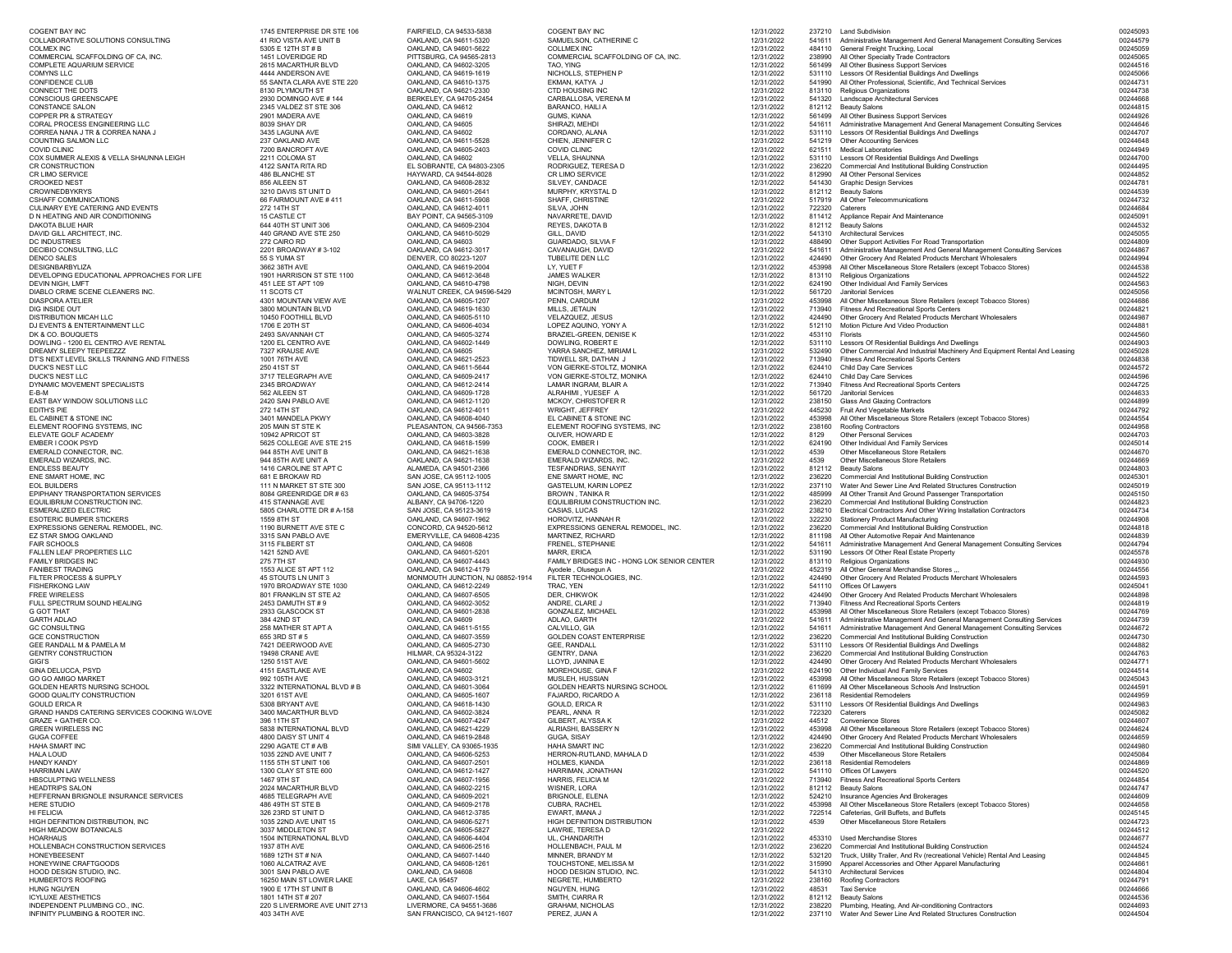| | | | | | | | |
|---|---|---|---|---|---|---|---|
| COGENT BAY INC | 1745 ENTERPRISE DR STE 106 | FAIRFIELD, CA 94533-5838 | COGENT BAY INC | 12/31/2022 | 237210 | Land Subdivision | 00245093 |
| COLLABORATIVE SOLUTIONS CONSULTING | 41 RIO VISTA AVE UNIT B | OAKLAND, CA 94611-5320 | SAMUELSON, CATHERINE C | 12/31/2022 | 541611 | Administrative Management And General Management Consulting Services | 00244579 |
| COLMEX INC | 5305 E 12TH ST # B | OAKLAND, CA 94601-5622 | COLMEX INC | 12/31/2022 | 484110 | General Freight Trucking, Local | 00245059 |
| COMMERCIAL SCAFFOLDING OF CA, INC. | 1451 LOVERIDGE RD | PITTSBURG, CA 94565-2813 | COMMERCIAL SCAFFOLDING OF CA, INC. | 12/31/2022 | 238990 | All Other Specialty Trade Contractors | 00245065 |
| COMPLETE AQUARIUM SERVICE | 2615 MACARTHUR BLVD | OAKLAND, CA 94602-3205 | TAO, YING | 12/31/2022 | 561499 | All Other Business Support Services | 00244516 |
| COMYNS LLC | 4444 ANDERSON AVE | OAKLAND, CA 94619-1619 | NICHOLLS, STEPHEN P | 12/31/2022 | 531110 | Lessors Of Residential Buildings And Dwellings | 00245066 |
| CONFIDENCE CLUB | 55 SANTA CLARA AVE STE 220 | OAKLAND, CA 94610-1375 | EKMAN, KATYA J | 12/31/2022 | 541990 | All Other Professional, Scientific, And Technical Services | 00244731 |
| CONNECT THE DOTS | 8130 PLYMOUTH ST | OAKLAND, CA 94621-2330 | CTD HOUSING INC | 12/31/2022 | 813110 | Religious Organizations | 00244738 |
| CONSCIOUS GREENSCAPE | 2930 DOMINGO AVE # 144 | BERKELEY, CA 94705-2454 | CARBALLOSA, VERENA M | 12/31/2022 | 541320 | Landscape Architectural Services | 00244668 |
| CONSTANCE SALON | 2345 VALDEZ ST STE 306 | OAKLAND, CA 94612 | BARANCO, HAILI A | 12/31/2022 | 812112 | Beauty Salons | 00244815 |
| COPPER PR & STRATEGY | 2901 MADERA AVE | OAKLAND, CA 94619 | GUMS, KIANA | 12/31/2022 | 561499 | All Other Business Support Services | 00244926 |
| CORAL PROCESS ENGINEERING LLC | 8039 SHAY DR | OAKLAND, CA 94605 | SHIRAZI, MEHDI | 12/31/2022 | 541611 | Administrative Management And General Management Consulting Services | 00244646 |
| CORREA NANA J TR & CORREA NANA J | 3435 LAGUNA AVE | OAKLAND, CA 94602 | CORDANO, ALANA | 12/31/2022 | 531110 | Lessors Of Residential Buildings And Dwellings | 00244707 |
| COUNTING SALMON LLC | 237 OAKLAND AVE | OAKLAND, CA 94611-5528 | CHIEN, JENNIFER C | 12/31/2022 | 541219 | Other Accounting Services | 00244648 |
| COVID CLINIC | 7200 BANCROFT AVE | OAKLAND, CA 94605-2403 | COVID CLINIC | 12/31/2022 | 621511 | Medical Laboratories | 00244949 |
| COX SUMMER ALEXIS & VELLA SHAUNNA LEIGH | 2211 COLOMA ST | OAKLAND, CA 94602 | VELLA, SHAUNNA | 12/31/2022 | 531110 | Lessors Of Residential Buildings And Dwellings | 00244700 |
| CR CONSTRUCTION | 4122 SANTA RITA RD | EL SOBRANTE, CA 94803-2305 | RODRIGUEZ, TERESA D | 12/31/2022 | 236220 | Commercial And Institutional Building Construction | 00244495 |
| CR LIMO SERVICE | 486 BLANCHE ST | HAYWARD, CA 94544-8028 | CR LIMO SERVICE | 12/31/2022 | 812990 | All Other Personal Services | 00244852 |
| CROOKED NEST | 856 AILEEN ST | OAKLAND, CA 94608-2832 | SILVEY, CANDACE | 12/31/2022 | 541430 | Graphic Design Services | 00244781 |
| CROWNEDBYKRYS | 3210 DAVIS ST UNIT D | OAKLAND, CA 94601-2641 | MURPHY, KRYSTAL D | 12/31/2022 | 812112 | Beauty Salons | 00244539 |
| CSHAFF COMMUNICATIONS | 66 FAIRMOUNT AVE # 411 | OAKLAND, CA 94611-5908 | SHAFF, CHRISTINE | 12/31/2022 | 517919 | All Other Telecommunications | 00244732 |
| CULINARY EYE CATERING AND EVENTS | 272 14TH ST | OAKLAND, CA 94612-4011 | SILVA, JOHN | 12/31/2022 | 722320 | Caterers | 00244684 |
| D N HEATING AND AIR CONDITIONING | 15 CASTLE CT | BAY POINT, CA 94565-3109 | NAVARRETE, DAVID | 12/31/2022 | 811412 | Appliance Repair And Maintenance | 00245091 |
| DAKOTA BLUE HAIR | 644 40TH ST UNIT 306 | OAKLAND, CA 94609-2304 | REYES, DAKOTA B | 12/31/2022 | 812112 | Beauty Salons | 00244532 |
| DAVID GILL ARCHITECT, INC. | 440 GRAND AVE STE 250 | OAKLAND, CA 94610-5029 | GILL, DAVID | 12/31/2022 | 541310 | Architectural Services | 00245055 |
| DC INDUSTRIES | 272 CAIRO RD | OAKLAND, CA 94603 | GUARDADO, SILVIA F | 12/31/2022 | 488490 | Other Support Activities For Road Transportation | 00244809 |
| DECIBIO CONSULTING, LLC | 2201 BROADWAY # 3-102 | OAKLAND, CA 94612-3017 | CAVANAUGH, DAVID | 12/31/2022 | 541611 | Administrative Management And General Management Consulting Services | 00244867 |
| DENCO SALES | 55 S YUMA ST | DENVER, CO 80223-1207 | TUBELITE DEN LLC | 12/31/2022 | 424490 | Other Grocery And Related Products Merchant Wholesalers | 00244994 |
| DESIGNBARBYLIZA | 3662 38TH AVE | OAKLAND, CA 94619-2004 | LY, YUET F | 12/31/2022 | 453998 | All Other Miscellaneous Store Retailers (except Tobacco Stores) | 00244538 |
| DEVELOPING EDUCATIONAL APPROACHES FOR LIFE | 1901 HARRISON ST STE 1100 | OAKLAND, CA 94612-3648 | JAMES WALKER | 12/31/2022 | 813110 | Religious Organizations | 00244522 |
| DEVIN NIGH, LMFT | 451 LEE ST APT 109 | OAKLAND, CA 94610-4798 | NIGH, DEVIN | 12/31/2022 | 624190 | Other Individual And Family Services | 00244563 |
| DIABLO CRIME SCENE CLEANERS INC. | 11 SCOTS CT | WALNUT CREEK, CA 94596-5429 | MCINTOSH, MARY L | 12/31/2022 | 561720 | Janitorial Services | 00245056 |
| DIASPORA ATELIER | 4301 MOUNTAIN VIEW AVE | OAKLAND, CA 94605-1207 | PENN, CARDUM | 12/31/2022 | 453998 | All Other Miscellaneous Store Retailers (except Tobacco Stores) | 00244686 |
| DIG INSIDE OUT | 3800 MOUNTAIN BLVD | OAKLAND, CA 94619-1630 | MILLS, JETAUN | 12/31/2022 | 713940 | Fitness And Recreational Sports Centers | 00244821 |
| DISTRIBUTION MICAH LLC | 10450 FOOTHILL BLVD | OAKLAND, CA 94605-5110 | VELAZQUEZ, JESUS | 12/31/2022 | 424490 | Other Grocery And Related Products Merchant Wholesalers | 00244987 |
| DJ EVENTS & ENTERTAINMENT LLC | 1706 E 20TH ST | OAKLAND, CA 94606-4034 | LOPEZ AQUINO, YONY A | 12/31/2022 | 512110 | Motion Picture And Video Production | 00244881 |
| DK & CO. BOUQUETS | 2493 SAVANNAH CT | OAKLAND, CA 94605-3274 | BRAZIEL-GREEN, DENISE K | 12/31/2022 | 453110 | Florists | 00244560 |
| DOWLING - 1200 EL CENTRO AVE RENTAL | 1200 EL CENTRO AVE | OAKLAND, CA 94602-1449 | DOWLING, ROBERT E | 12/31/2022 | 531110 | Lessors Of Residential Buildings And Dwellings | 00244903 |
| DREAMY SLEEPY TEEPEEZZZ | 7327 KRAUSE AVE | OAKLAND, CA 94605 | YARRA SANCHEZ, MIRIAM L | 12/31/2022 | 532490 | Other Commercial And Industrial Machinery And Equipment Rental And Leasing | 00245028 |
| DT'S NEXT LEVEL SKILLS TRAINING AND FITNESS | 1001 76TH AVE | OAKLAND, CA 94621-2523 | TIDWELL SR, DATHAN J | 12/31/2022 | 713940 | Fitness And Recreational Sports Centers | 00244838 |
| DUCK'S NEST LLC | 250 41ST ST | OAKLAND, CA 94611-5644 | VON GIERKE-STOLTZ, MONIKA | 12/31/2022 | 624410 | Child Day Care Services | 00244572 |
| DUCK'S NEST LLC | 3717 TELEGRAPH AVE | OAKLAND, CA 94609-2417 | VON GIERKE-STOLTZ, MONIKA | 12/31/2022 | 624410 | Child Day Care Services | 00244596 |
| DYNAMIC MOVEMENT SPECIALISTS | 2345 BROADWAY | OAKLAND, CA 94612-2414 | LAMAR INGRAM, BLAIR A | 12/31/2022 | 713940 | Fitness And Recreational Sports Centers | 00244725 |
| E-B-M | 562 AILEEN ST | OAKLAND, CA 94609-1728 | ALRAHIMI , YUESEF A | 12/31/2022 | 561720 | Janitorial Services | 00244633 |
| EAST BAY WINDOW SOLUTIONS LLC | 2420 SAN PABLO AVE | OAKLAND, CA 94612-1120 | MCKOY, CHRISTOFER R | 12/31/2022 | 238150 | Glass And Glazing Contractors | 00244899 |
| EDITH'S PIE | 272 14TH ST | OAKLAND, CA 94612-4011 | WRIGHT, JEFFREY | 12/31/2022 | 445230 | Fruit And Vegetable Markets | 00244792 |
| EL CABINET & STONE INC | 3401 MANDELA PKWY | OAKLAND, CA 94608-4040 | EL CABINET & STONE INC | 12/31/2022 | 453998 | All Other Miscellaneous Store Retailers (except Tobacco Stores) | 00244554 |
| ELEMENT ROOFING SYSTEMS, INC | 205 MAIN ST STE K | PLEASANTON, CA 94566-7353 | ELEMENT ROOFING SYSTEMS, INC | 12/31/2022 | 238160 | Roofing Contractors | 00244958 |
| ELEVATE GOLF ACADEMY | 10942 APRICOT ST | OAKLAND, CA 94603-3828 | OLIVER, HOWARD E | 12/31/2022 | 8129 | Other Personal Services | 00244703 |
| EMBER I COOK PSYD | 5625 COLLEGE AVE STE 215 | OAKLAND, CA 94618-1599 | COOK, EMBER I | 12/31/2022 | 624190 | Other Individual And Family Services | 00245014 |
| EMERALD CONNECTOR, INC. | 944 85TH AVE UNIT B | OAKLAND, CA 94621-1638 | EMERALD CONNECTOR, INC. | 12/31/2022 | 4539 | Other Miscellaneous Store Retailers | 00244670 |
| EMERALD WIZARDS, INC. | 944 85TH AVE UNIT A | OAKLAND, CA 94621-1638 | EMERALD WIZARDS, INC. | 12/31/2022 | 4539 | Other Miscellaneous Store Retailers | 00244669 |
| ENDLESS BEAUTY | 1416 CAROLINE ST APT C | ALAMEDA, CA 94501-2366 | TESFANDRIAS, SENAYIT | 12/31/2022 | 812112 | Beauty Salons | 00244803 |
| ENE SMART HOME, INC | 681 E BROKAW RD | SAN JOSE, CA 95112-1005 | ENE SMART HOME, INC | 12/31/2022 | 236220 | Commercial And Institutional Building Construction | 00245301 |
| EOL BUILDERS | 111 N MARKET ST STE 300 | SAN JOSE, CA 95113-1112 | GASTELUM, KARIN LOPEZ | 12/31/2022 | 237110 | Water And Sewer Line And Related Structures Construction | 00245019 |
| EPIPHANY TRANSPORTATION SERVICES | 8084 GREENRIDGE DR # 63 | OAKLAND, CA 94605-3754 | BROWN , TANIKA R | 12/31/2022 | 485999 | All Other Transit And Ground Passenger Transportation | 00245150 |
| EQUILIBRIUM CONSTRUCTION INC. | 415 STANNAGE AVE | ALBANY, CA 94706-1220 | EQUILIBRIUM CONSTRUCTION INC. | 12/31/2022 | 236220 | Commercial And Institutional Building Construction | 00244823 |
| ESMERALIZED ELECTRIC | 5805 CHARLOTTE DR # A-158 | SAN JOSE, CA 95123-3619 | CASIAS, LUCAS | 12/31/2022 | 238210 | Electrical Contractors And Other Wiring Installation Contractors | 00244734 |
| ESOTERIC BUMPER STICKERS | 1559 8TH ST | OAKLAND, CA 94607-1962 | HOROVITZ, HANNAH R | 12/31/2022 | 322230 | Stationery Product Manufacturing | 00244908 |
| EXPRESSIONS GENERAL REMODEL, INC. | 1190 BURNETT AVE STE C | CONCORD, CA 94520-5612 | EXPRESSIONS GENERAL REMODEL, INC. | 12/31/2022 | 236220 | Commercial And Institutional Building Construction | 00244818 |
| EZ STAR SMOG OAKLAND | 3315 SAN PABLO AVE | EMERYVILLE, CA 94608-4235 | MARTINEZ, RICHARD | 12/31/2022 | 811198 | All Other Automotive Repair And Maintenance | 00244839 |
| FAIR SCHOOLS | 3115 FILBERT ST | OAKLAND, CA 94608 | FRENEL, STEPHANIE | 12/31/2022 | 541611 | Administrative Management And General Management Consulting Services | 00244794 |
| FALLEN LEAF PROPERTIES LLC | 1421 52ND AVE | OAKLAND, CA 94601-5201 | MARR, ERICA | 12/31/2022 | 531190 | Lessors Of Other Real Estate Property | 00245578 |
| FAMILY BRIDGES INC | 275 7TH ST | OAKLAND, CA 94607-4443 | FAMILY BRIDGES INC - HONG LOK SENIOR CENTER | 12/31/2022 | 813110 | Religious Organizations | 00244930 |
| FANIBEST TRADING | 1553 ALICE ST APT 112 | OAKLAND, CA 94612-4179 | Ayodele , Olusegun A | 12/31/2022 | 452319 | All Other General Merchandise Stores ,,, | 00244556 |
| FILTER PROCESS & SUPPLY | 45 STOUTS LN UNIT 3 | MONMOUTH JUNCTION, NJ 08852-1914 | FILTER TECHNOLOGIES, INC. | 12/31/2022 | 424490 | Other Grocery And Related Products Merchant Wholesalers | 00244593 |
| FISHERKONG LAW | 1970 BROADWAY STE 1030 | OAKLAND, CA 94612-2249 | TRAC, YEN | 12/31/2022 | 541110 | Offices Of Lawyers | 00245041 |
| FREE WIRELESS | 801 FRANKLIN ST STE A2 | OAKLAND, CA 94607-6505 | DER, CHIKWOK | 12/31/2022 | 424490 | Other Grocery And Related Products Merchant Wholesalers | 00244898 |
| FULL SPECTRUM SOUND HEALING | 2453 DAMUTH ST # 9 | OAKLAND, CA 94602-3052 | ANDRE, CLARE J | 12/31/2022 | 713940 | Fitness And Recreational Sports Centers | 00244819 |
| G GOT THAT | 2933 GLASCOCK ST | OAKLAND, CA 94601-2838 | GONZALEZ, MICHAEL | 12/31/2022 | 453998 | All Other Miscellaneous Store Retailers (except Tobacco Stores) | 00244769 |
| GARTH ADLAO | 384 42ND ST | OAKLAND, CA 94609 | ADLAO, GARTH | 12/31/2022 | 541611 | Administrative Management And General Management Consulting Services | 00244739 |
| GC CONSULTING | 258 MATHER ST APT A | OAKLAND, CA 94611-5155 | CALVILLO, GIA | 12/31/2022 | 541611 | Administrative Management And General Management Consulting Services | 00244672 |
| GCE CONSTRUCTION | 655 3RD ST # 5 | OAKLAND, CA 94607-3559 | GOLDEN COAST ENTERPRISE | 12/31/2022 | 236220 | Commercial And Institutional Building Construction | 00244730 |
| GEE RANDALL M & PAMELA M | 7421 DEERWOOD AVE | OAKLAND, CA 94605-2730 | GEE, RANDALL | 12/31/2022 | 531110 | Lessors Of Residential Buildings And Dwellings | 00244882 |
| GENTRY CONSTRUCTION | 19498 CRANE AVE | HILMAR, CA 95324-3122 | GENTRY, DANA | 12/31/2022 | 236220 | Commercial And Institutional Building Construction | 00244763 |
| GIGI'S | 1250 51ST AVE | OAKLAND, CA 94601-5602 | LLOYD, JIANINA E | 12/31/2022 | 424490 | Other Grocery And Related Products Merchant Wholesalers | 00244771 |
| GINA DELUCCA, PSYD | 4151 EASTLAKE AVE | OAKLAND, CA 94602 | MOREHOUSE, GINA F | 12/31/2022 | 624190 | Other Individual And Family Services | 00244514 |
| GO GO AMIGO MARKET | 992 105TH AVE | OAKLAND, CA 94603-3121 | MUSLEH, HUSSIAN | 12/31/2022 | 453998 | All Other Miscellaneous Store Retailers (except Tobacco Stores) | 00245043 |
| GOLDEN HEARTS NURSING SCHOOL | 3322 INTERNATIONAL BLVD # B | OAKLAND, CA 94601-3064 | GOLDEN HEARTS NURSING SCHOOL | 12/31/2022 | 611699 | All Other Miscellaneous Schools And Instruction | 00244591 |
| GOOD QUALITY CONSTRUCTION | 3201 61ST AVE | OAKLAND, CA 94605-1607 | FAJARDO, RICARDO A | 12/31/2022 | 236118 | Residential Remodelers | 00244959 |
| GOULD ERICA R | 5308 BRYANT AVE | OAKLAND, CA 94618-1430 | GOULD, ERICA R | 12/31/2022 | 531110 | Lessors Of Residential Buildings And Dwellings | 00244983 |
| GRAND HANDS CATERING SERVICES COOKING W/LOVE | 3400 MACARTHUR BLVD | OAKLAND, CA 94602-3824 | PEARL, ANNA R | 12/31/2022 | 722320 | Caterers | 00245082 |
| GRAZE + GATHER CO. | 396 11TH ST | OAKLAND, CA 94607-4247 | GILBERT, ALYSSA K | 12/31/2022 | 44512 | Convenience Stores | 00244607 |
| GREEN WIRELESS INC | 5838 INTERNATIONAL BLVD | OAKLAND, CA 94621-4229 | ALRIASHI, BASSERY N | 12/31/2022 | 453998 | All Other Miscellaneous Store Retailers (except Tobacco Stores) | 00244624 |
| GUGA COFFEE | 4800 DAISY ST UNIT 4 | OAKLAND, CA 94619-2848 | GUGA, SISAY | 12/31/2022 | 424490 | Other Grocery And Related Products Merchant Wholesalers | 00244659 |
| HAHA SMART INC | 2290 AGATE CT # A/B | SIMI VALLEY, CA 93065-1935 | HAHA SMART INC | 12/31/2022 | 236220 | Commercial And Institutional Building Construction | 00244980 |
| HALA LOUD | 1035 22ND AVE UNIT 7 | OAKLAND, CA 94606-5253 | HERRON-RUTLAND, MAHALA D | 12/31/2022 | 4539 | Other Miscellaneous Store Retailers | 00245084 |
| HANDY KANDY | 1155 5TH ST UNIT 106 | OAKLAND, CA 94607-2501 | HOLMES, KIANDA | 12/31/2022 | 236118 | Residential Remodelers | 00244869 |
| HARRIMAN LAW | 1300 CLAY ST STE 600 | OAKLAND, CA 94612-1427 | HARRIMAN, JONATHAN | 12/31/2022 | 541110 | Offices Of Lawyers | 00244520 |
| HBSCULPTING WELLNESS | 1467 9TH ST | OAKLAND, CA 94607-1956 | HARRIS, FELICIA M | 12/31/2022 | 713940 | Fitness And Recreational Sports Centers | 00244854 |
| HEADTRIPS SALON | 2024 MACARTHUR BLVD | OAKLAND, CA 94602-2215 | WISNER, LORA | 12/31/2022 | 812112 | Beauty Salons | 00244747 |
| HEFFERNAN BRIGNOLE INSURANCE SERVICES | 4685 TELEGRAPH AVE | OAKLAND, CA 94609-2021 | BRIGNOLE, ELENA | 12/31/2022 | 524210 | Insurance Agencies And Brokerages | 00244609 |
| HERE STUDIO | 486 49TH ST STE B | OAKLAND, CA 94609-2178 | CUBRA, RACHEL | 12/31/2022 | 453998 | All Other Miscellaneous Store Retailers (except Tobacco Stores) | 00244658 |
| HI FELICIA | 326 23RD ST UNIT D | OAKLAND, CA 94612-3785 | EWART, IMANA J | 12/31/2022 | 722514 | Cafeterias, Grill Buffets, and Buffets | 00245145 |
| HIGH DEFINITION DISTRIBUTION, INC | 1035 22ND AVE UNIT 15 | OAKLAND, CA 94606-5271 | HIGH DEFINITION DISTRIBUTION | 12/31/2022 | 4539 | Other Miscellaneous Store Retailers | 00244723 |
| HIGH MEADOW BOTANICALS | 3037 MIDDLETON ST | OAKLAND, CA 94605-5827 | LAWRIE, TERESA D | 12/31/2022 | | | 00244512 |
| HOARHAUS | 1504 INTERNATIONAL BLVD | OAKLAND, CA 94606-4404 | UL, CHANDARITH | 12/31/2022 | 453310 | Used Merchandise Stores | 00244677 |
| HOLLENBACH CONSTRUCTION SERVICES | 1937 8TH AVE | OAKLAND, CA 94606-2516 | HOLLENBACH, PAUL M | 12/31/2022 | 236220 | Commercial And Institutional Building Construction | 00244524 |
| HONEYBEESENT | 1689 12TH ST # N/A | OAKLAND, CA 94607-1440 | MINNER, BRANDY M | 12/31/2022 | 532120 | Truck, Utility Trailer, And Rv (recreational Vehicle) Rental And Leasing | 00244845 |
| HONEYWINE CRAFTGOODS | 1060 ALCATRAZ AVE | OAKLAND, CA 94608-1261 | TOUCHSTONE, MELISSA M | 12/31/2022 | 315990 | Apparel Accessories and Other Apparel Manufacturing | 00244661 |
| HOOD DESIGN STUDIO, INC. | 3001 SAN PABLO AVE | OAKLAND, CA 94608 | HOOD DESIGN STUDIO, INC. | 12/31/2022 | 541310 | Architectural Services | 00244804 |
| HUMBERTO'S ROOFING | 16250 MAIN ST LOWER LAKE | LAKE, CA 95457 | NEGRETE, HUMBERTO | 12/31/2022 | 238160 | Roofing Contractors | 00244791 |
| HUNG NGUYEN | 1900 E 17TH ST UNIT B | OAKLAND, CA 94606-4602 | NGUYEN, HUNG | 12/31/2022 | 48531 | Taxi Service | 00244666 |
| ICYLUXE AESTHETICS | 1801 14TH ST # 207 | OAKLAND, CA 94607-1564 | SMITH, CIARRA R | 12/31/2022 | 812112 | Beauty Salons | 00244536 |
| INDEPENDENT PLUMBING CO., INC. | 220 S LIVERMORE AVE UNIT 2713 | LIVERMORE, CA 94551-3686 | GRAHAM, NICHOLAS | 12/31/2022 | 238220 | Plumbing, Heating, And Air-conditioning Contractors | 00244693 |
| INFINITY PLUMBING & ROOTER INC. | 403 34TH AVE | SAN FRANCISCO, CA 94121-1607 | PEREZ, JUAN A | 12/31/2022 | 237110 | Water And Sewer Line And Related Structures Construction | 00244504 |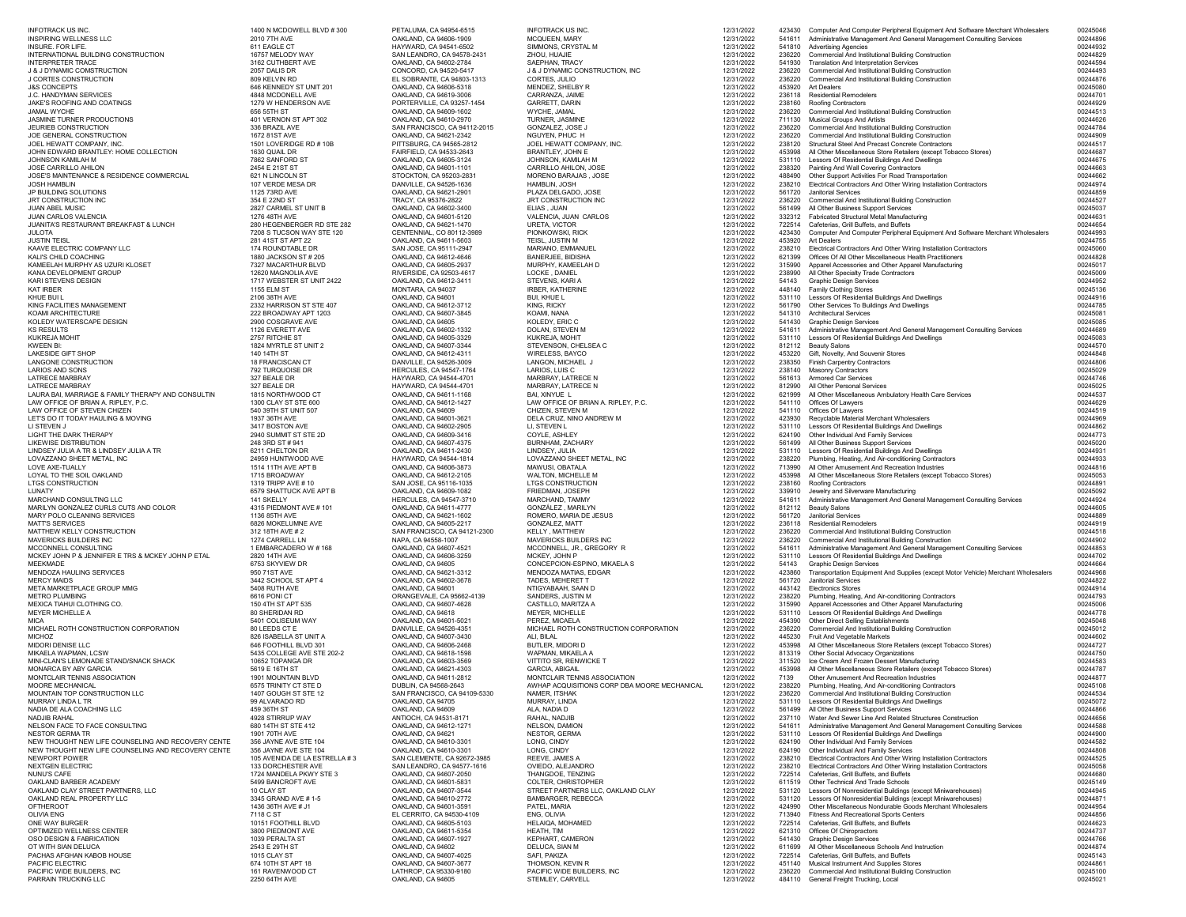| | | | | | | | |
|---|---|---|---|---|---|---|---|
| INFOTRACK US INC. | 1400 N MCDOWELL BLVD # 300 | PETALUMA, CA 94954-6515 | INFOTRACK US INC. | 12/31/2022 | 423430 | Computer And Computer Peripheral Equipment And Software Merchant Wholesalers | 00245046 |
| INSPIRING WELLNESS LLC | 2010 7TH AVE | OAKLAND, CA 94606-1909 | MCQUEEN, MARY | 12/31/2022 | 541611 | Administrative Management And General Management Consulting Services | 00244896 |
| INSURE. FOR LIFE. | 611 EAGLE CT | HAYWARD, CA 94541-6502 | SIMMONS, CRYSTAL M | 12/31/2022 | 541810 | Advertising Agencies | 00244932 |
| INTERNATIONAL BUILDING CONSTRUCTION | 16757 MELODY WAY | SAN LEANDRO, CA 94578-2431 | ZHOU, HUAJIE | 12/31/2022 | 236220 | Commercial And Institutional Building Construction | 00244829 |
| INTERPRETER TRACE | 3162 CUTHBERT AVE | OAKLAND, CA 94602-2784 | SAEPHAN, TRACY | 12/31/2022 | 541930 | Translation And Interpretation Services | 00244594 |
| J & J DYNAMIC CONSTRUCTION | 2057 DALIS DR | CONCORD, CA 94520-5417 | J & J DYNAMIC CONSTRUCTION, INC | 12/31/2022 | 236220 | Commercial And Institutional Building Construction | 00244493 |
| J CORTES CONSTRUCTION | 809 KELVIN RD | EL SOBRANTE, CA 94803-1313 | CORTES, JULIO | 12/31/2022 | 236220 | Commercial And Institutional Building Construction | 00244876 |
| J&S CONCEPTS | 646 KENNEDY ST UNIT 201 | OAKLAND, CA 94606-5318 | MENDEZ, SHELBY R | 12/31/2022 | 453920 | Art Dealers | 00245080 |
| J.C. HANDYMAN SERVICES | 4848 MCDONELL AVE | OAKLAND, CA 94619-3006 | CARRANZA, JAIME | 12/31/2022 | 236118 | Residential Remodelers | 00244701 |
| JAKE'S ROOFING AND COATINGS | 1279 W HENDERSON AVE | PORTERVILLE, CA 93257-1454 | GARRETT, DARIN | 12/31/2022 | 238160 | Roofing Contractors | 00244929 |
| JAMAL WYCHE | 656 55TH ST | OAKLAND, CA 94609-1602 | WYCHE, JAMAL | 12/31/2022 | 236220 | Commercial And Institutional Building Construction | 00244513 |
| JASMINE TURNER PRODUCTIONS | 401 VERNON ST APT 302 | OAKLAND, CA 94610-2970 | TURNER, JASMINE | 12/31/2022 | 711130 | Musical Groups And Artists | 00244626 |
| JEURIEB CONSTRUCTION | 336 BRAZIL AVE | SAN FRANCISCO, CA 94112-2015 | GONZALEZ, JOSE J | 12/31/2022 | 236220 | Commercial And Institutional Building Construction | 00244784 |
| JOE GENERAL CONSTRUCTION | 1672 81ST AVE | OAKLAND, CA 94621-2342 | NGUYEN, PHUC H | 12/31/2022 | 236220 | Commercial And Institutional Building Construction | 00244909 |
| JOEL HEWATT COMPANY, INC. | 1501 LOVERIDGE RD # 10B | PITTSBURG, CA 94565-2812 | JOEL HEWATT COMPANY, INC. | 12/31/2022 | 238120 | Structural Steel And Precast Concrete Contractors | 00244517 |
| JOHN EDWARD BRANTLEY: HOME COLLECTION | 1630 QUAIL DR | FAIRFIELD, CA 94533-2643 | BRANTLEY, JOHN E | 12/31/2022 | 453998 | All Other Miscellaneous Store Retailers (except Tobacco Stores) | 00244687 |
| JOHNSON KAMILAH M | 7862 SANFORD ST | OAKLAND, CA 94605-3124 | JOHNSON, KAMILAH M | 12/31/2022 | 531110 | Lessors Of Residential Buildings And Dwellings | 00244675 |
| JOSE CARRILLO AHILON | 2454 E 21ST ST | OAKLAND, CA 94601-1101 | CARRILLO AHILON, JOSE | 12/31/2022 | 238320 | Painting And Wall Covering Contractors | 00244663 |
| JOSE'S MAINTENANCE & RESIDENCE COMMERCIAL | 621 N LINCOLN ST | STOCKTON, CA 95203-2831 | MORENO BARAJAS , JOSE | 12/31/2022 | 488490 | Other Support Activities For Road Transportation | 00244662 |
| JOSH HAMBLIN | 107 VERDE MESA DR | DANVILLE, CA 94526-1636 | HAMBLIN, JOSH | 12/31/2022 | 238210 | Electrical Contractors And Other Wiring Installation Contractors | 00244974 |
| JP BUILDING SOLUTIONS | 1125 73RD AVE | OAKLAND, CA 94621-2901 | PLAZA DELGADO, JOSE | 12/31/2022 | 561720 | Janitorial Services | 00244859 |
| JRT CONSTRUCTION INC | 354 E 22ND ST | TRACY, CA 95376-2822 | JRT CONSTRUCTION INC | 12/31/2022 | 236220 | Commercial And Institutional Building Construction | 00244527 |
| JUAN ABEL MUSIC | 2827 CARMEL ST UNIT B | OAKLAND, CA 94602-3400 | ELIAS , JUAN | 12/31/2022 | 561499 | All Other Business Support Services | 00245037 |
| JUAN CARLOS VALENCIA | 1276 48TH AVE | OAKLAND, CA 94601-5120 | VALENCIA, JUAN CARLOS | 12/31/2022 | 332312 | Fabricated Structural Metal Manufacturing | 00244631 |
| JUANITA'S RESTAURANT BREAKFAST & LUNCH | 280 HEGENBERGER RD STE 282 | OAKLAND, CA 94621-1470 | URETA, VICTOR | 12/31/2022 | 722514 | Cafeterias, Grill Buffets, and Buffets | 00244654 |
| JULOTA | 7208 S TUCSON WAY STE 120 | CENTENNIAL, CO 80112-3989 | PIONKOWSKI, RICK | 12/31/2022 | 423430 | Computer And Computer Peripheral Equipment And Software Merchant Wholesalers | 00244993 |
| JUSTIN TEISL | 281 41ST ST APT 22 | OAKLAND, CA 94611-5603 | TEISL, JUSTIN M | 12/31/2022 | 453920 | Art Dealers | 00244755 |
| KAAVE ELECTRIC COMPANY LLC | 174 ROUNDTABLE DR | SAN JOSE, CA 95111-2947 | MARIANO, EMMANUEL | 12/31/2022 | 238210 | Electrical Contractors And Other Wiring Installation Contractors | 00245060 |
| KALI'S CHILD COACHING | 1880 JACKSON ST # 205 | OAKLAND, CA 94612-4646 | BANERJEE, BIDISHA | 12/31/2022 | 621399 | Offices Of All Other Miscellaneous Health Practitioners | 00244828 |
| KAMEELAH MURPHY AS UZURI KLOSET | 7327 MACARTHUR BLVD | OAKLAND, CA 94605-2937 | MURPHY, KAMEELAH D | 12/31/2022 | 315990 | Apparel Accessories and Other Apparel Manufacturing | 00245017 |
| KANA DEVELOPMENT GROUP | 12620 MAGNOLIA AVE | RIVERSIDE, CA 92503-4617 | LOCKE , DANIEL | 12/31/2022 | 238990 | All Other Specialty Trade Contractors | 00245009 |
| KARI STEVENS DESIGN | 1717 WEBSTER ST UNIT 2422 | OAKLAND, CA 94612-3411 | STEVENS, KARI A | 12/31/2022 | 54143 | Graphic Design Services | 00244952 |
| KAT IRBER | 1155 ELM ST | MONTARA, CA 94037 | IRBER, KATHERINE | 12/31/2022 | 448140 | Family Clothing Stores | 00245136 |
| KHUE BUI L | 2106 38TH AVE | OAKLAND, CA 94601 | BUI, KHUE L | 12/31/2022 | 531110 | Lessors Of Residential Buildings And Dwellings | 00244916 |
| KING FACILITIES MANAGEMENT | 2332 HARRISON ST STE 407 | OAKLAND, CA 94612-3712 | KING, RICKY | 12/31/2022 | 561790 | Other Services To Buildings And Dwellings | 00244785 |
| KOAMI ARCHITECTURE | 222 BROADWAY APT 1203 | OAKLAND, CA 94607-3845 | KOAMI, NANA | 12/31/2022 | 541310 | Architectural Services | 00245081 |
| KOLEDY WATERSCAPE DESIGN | 2900 COSGRAVE AVE | OAKLAND, CA 94605 | KOLEDY, ERIC C | 12/31/2022 | 541430 | Graphic Design Services | 00245085 |
| KS RESULTS | 1126 EVERETT AVE | OAKLAND, CA 94602-1332 | DOLAN, STEVEN M | 12/31/2022 | 541611 | Administrative Management And General Management Consulting Services | 00244689 |
| KUKREJA MOHIT | 2757 RITCHIE ST | OAKLAND, CA 94605-3329 | KUKREJA, MOHIT | 12/31/2022 | 531110 | Lessors Of Residential Buildings And Dwellings | 00245083 |
| KWEEN BI: | 1824 MYRTLE ST UNIT 2 | OAKLAND, CA 94607-3344 | STEVENSON, CHELSEA C | 12/31/2022 | 812112 | Beauty Salons | 00244570 |
| LAKESIDE GIFT SHOP | 140 14TH ST | OAKLAND, CA 94612-4311 | WIRELESS, BAYCO | 12/31/2022 | 453220 | Gift, Novelty, And Souvenir Stores | 00244848 |
| LANGONE CONSTRUCTION | 18 FRANCISCAN CT | DANVILLE, CA 94526-3009 | LANGON, MICHAEL J | 12/31/2022 | 238350 | Finish Carpentry Contractors | 00244806 |
| LARIOS AND SONS | 792 TURQUOISE DR | HERCULES, CA 94547-1764 | LARIOS, LUIS C | 12/31/2022 | 238140 | Masonry Contractors | 00245029 |
| LATRECE MARBRAY | 327 BEALE DR | HAYWARD, CA 94544-4701 | MARBRAY, LATRECE N | 12/31/2022 | 561613 | Armored Car Services | 00244746 |
| LATRECE MARBRAY | 327 BEALE DR | HAYWARD, CA 94544-4701 | MARBRAY, LATRECE N | 12/31/2022 | 812990 | All Other Personal Services | 00245025 |
| LAURA BAI, MARRIAGE & FAMILY THERAPY AND CONSULTIN | 1815 NORTHWOOD CT | OAKLAND, CA 94611-1168 | BAI, XINYUE L | 12/31/2022 | 621999 | All Other Miscellaneous Ambulatory Health Care Services | 00244537 |
| LAW OFFICE OF BRIAN A. RIPLEY, P.C. | 1300 CLAY ST STE 600 | OAKLAND, CA 94612-1427 | LAW OFFICE OF BRIAN A. RIPLEY, P.C. | 12/31/2022 | 541110 | Offices Of Lawyers | 00244629 |
| LAW OFFICE OF STEVEN CHIZEN | 540 39TH ST UNIT 507 | OAKLAND, CA 94609 | CHIZEN, STEVEN M | 12/31/2022 | 541110 | Offices Of Lawyers | 00244519 |
| LET'S DO IT TODAY HAULING & MOVING | 1937 36TH AVE | OAKLAND, CA 94601-3621 | DELA CRUZ, NINO ANDREW M | 12/31/2022 | 423930 | Recyclable Material Merchant Wholesalers | 00244969 |
| LI STEVEN J | 3417 BOSTON AVE | OAKLAND, CA 94602-2905 | LI, STEVEN L | 12/31/2022 | 531110 | Lessors Of Residential Buildings And Dwellings | 00244862 |
| LIGHT THE DARK THERAPY | 2940 SUMMIT ST STE 2D | OAKLAND, CA 94609-3416 | COYLE, ASHLEY | 12/31/2022 | 624190 | Other Individual And Family Services | 00244773 |
| LIKEWISE DISTRIBUTION | 248 3RD ST # 941 | OAKLAND, CA 94607-4375 | BURNHAM, ZACHARY | 12/31/2022 | 561499 | All Other Business Support Services | 00245020 |
| LINDSEY JULIA A TR & LINDSEY JULIA A TR | 6211 CHELTON DR | OAKLAND, CA 94611-2430 | LINDSEY, JULIA | 12/31/2022 | 531110 | Lessors Of Residential Buildings And Dwellings | 00244931 |
| LOVAZZANO SHEET METAL, INC | 24959 HUNTWOOD AVE | HAYWARD, CA 94544-1814 | LOVAZZANO SHEET METAL, INC | 12/31/2022 | 238220 | Plumbing, Heating, And Air-conditioning Contractors | 00244933 |
| LOVE AXE-TUALLY | 1514 11TH AVE APT B | OAKLAND, CA 94606-3873 | MAWUSI, OBATALA | 12/31/2022 | 713990 | All Other Amusement And Recreation Industries | 00244816 |
| LOYAL TO THE SOIL OAKLAND | 1715 BROADWAY | OAKLAND, CA 94612-2105 | WALTON, MICHELLE M | 12/31/2022 | 453998 | All Other Miscellaneous Store Retailers (except Tobacco Stores) | 00245053 |
| LTGS CONSTRUCTION | 1319 TRIPP AVE # 10 | SAN JOSE, CA 95116-1035 | LTGS CONSTRUCTION | 12/31/2022 | 238160 | Roofing Contractors | 00244891 |
| LUNATY | 6579 SHATTUCK AVE APT B | OAKLAND, CA 94609-1082 | FRIEDMAN, JOSEPH | 12/31/2022 | 339910 | Jewelry and Silverware Manufacturing | 00245092 |
| MARCHAND CONSULTING LLC | 141 SKELLY | HERCULES, CA 94547-3710 | MARCHAND, TAMMY | 12/31/2022 | 541611 | Administrative Management And General Management Consulting Services | 00244924 |
| MARILYN GONZALEZ CURLS CUTS AND COLOR | 4315 PIEDMONT AVE # 101 | OAKLAND, CA 94611-4777 | GONZÁLEZ , MARILYN | 12/31/2022 | 812112 | Beauty Salons | 00244605 |
| MARY POLO CLEANING SERVICES | 1136 85TH AVE | OAKLAND, CA 94621-1602 | ROMERO, MARIA DE JESUS | 12/31/2022 | 561720 | Janitorial Services | 00244889 |
| MATT'S SERVICES | 6826 MOKELUMNE AVE | OAKLAND, CA 94605-2217 | GONZALEZ, MATT | 12/31/2022 | 236118 | Residential Remodelers | 00244919 |
| MATTHEW KELLY CONSTRUCTION | 312 18TH AVE # 2 | SAN FRANCISCO, CA 94121-2300 | KELLY , MATTHEW | 12/31/2022 | 236220 | Commercial And Institutional Building Construction | 00244518 |
| MAVERICKS BUILDERS INC | 1274 CARRELL LN | NAPA, CA 94558-1007 | MAVERICKS BUILDERS INC | 12/31/2022 | 236220 | Commercial And Institutional Building Construction | 00244902 |
| MCCONNELL CONSULTING | 1 EMBARCADERO W # 168 | OAKLAND, CA 94607-4521 | MCCONNELL, JR., GREGORY R | 12/31/2022 | 541611 | Administrative Management And General Management Consulting Services | 00244853 |
| MCKEY JOHN P & JENNIFER E TRS & MCKEY JOHN P ETAL | 2820 14TH AVE | OAKLAND, CA 94606-3259 | MCKEY, JOHN P | 12/31/2022 | 531110 | Lessors Of Residential Buildings And Dwellings | 00244702 |
| MEEKMADE | 6753 SKYVIEW DR | OAKLAND, CA 94605 | CONCEPCION-ESPINO, MIKAELA S | 12/31/2022 | 54143 | Graphic Design Services | 00244664 |
| MENDOZA HAULING SERVICES | 950 71ST AVE | OAKLAND, CA 94621-3312 | MENDOZA MATIAS, EDGAR | 12/31/2022 | 423860 | Transportation Equipment And Supplies (except Motor Vehicle) Merchant Wholesalers | 00244968 |
| MERCY MAIDS | 3442 SCHOOL ST APT 4 | OAKLAND, CA 94602-3678 | TADES, MEHERET T | 12/31/2022 | 561720 | Janitorial Services | 00244822 |
| META MARKETPLACE GROUP MMG | 5408 RUTH AVE | OAKLAND, CA 94601 | NTIGYABAAH, SAAN D | 12/31/2022 | 443142 | Electronics Stores | 00244914 |
| METRO PLUMBING | 6616 PONI CT | ORANGEVALE, CA 95662-4139 | SANDERS, JUSTIN M | 12/31/2022 | 238220 | Plumbing, Heating, And Air-conditioning Contractors | 00244793 |
| MEXICA TIAHUI CLOTHING CO. | 150 4TH ST APT 535 | OAKLAND, CA 94607-4628 | CASTILLO, MARITZA A | 12/31/2022 | 315990 | Apparel Accessories and Other Apparel Manufacturing | 00245006 |
| MEYER MICHELLE A | 80 SHERIDAN RD | OAKLAND, CA 94618 | MEYER, MICHELLE | 12/31/2022 | 531110 | Lessors Of Residential Buildings And Dwellings | 00244778 |
| MICA | 5401 COLISEUM WAY | OAKLAND, CA 94601-5021 | PEREZ, MICAELA | 12/31/2022 | 454390 | Other Direct Selling Establishments | 00245048 |
| MICHAEL ROTH CONSTRUCTION CORPORATION | 80 LEEDS CT E | DANVILLE, CA 94526-4351 | MICHAEL ROTH CONSTRUCTION CORPORATION | 12/31/2022 | 236220 | Commercial And Institutional Building Construction | 00245012 |
| MICHOZ | 826 ISABELLA ST UNIT A | OAKLAND, CA 94607-3430 | ALI, BILAL | 12/31/2022 | 445230 | Fruit And Vegetable Markets | 00244602 |
| MIDORI DENISE LLC | 646 FOOTHILL BLVD 301 | OAKLAND, CA 94606-2468 | BUTLER, MIDORI D | 12/31/2022 | 453998 | All Other Miscellaneous Store Retailers (except Tobacco Stores) | 00244727 |
| MIKAELA WAPMAN, LCSW | 5435 COLLEGE AVE STE 202-2 | OAKLAND, CA 94618-1598 | WAPMAN, MIKAELA A | 12/31/2022 | 813319 | Other Social Advocacy Organizations | 00244750 |
| MINI-CLAN'S LEMONADE STAND/SNACK SHACK | 10652 TOPANGA DR | OAKLAND, CA 94603-3569 | VITTITO SR, RENWICKE T | 12/31/2022 | 311520 | Ice Cream And Frozen Dessert Manufacturing | 00244583 |
| MONARCA BY ABY GARCIA | 5619 E 16TH ST | OAKLAND, CA 94621-4303 | GARCIA, ABIGAIL | 12/31/2022 | 453998 | All Other Miscellaneous Store Retailers (except Tobacco Stores) | 00244787 |
| MONTCLAIR TENNIS ASSOCIATION | 1901 MOUNTAIN BLVD | OAKLAND, CA 94611-2812 | MONTCLAIR TENNIS ASSOCIATION | 12/31/2022 | 7139 | Other Amusement And Recreation Industries | 00244877 |
| MOORE MECHANICAL | 6575 TRINITY CT STE D | DUBLIN, CA 94568-2643 | AWHAP ACQUISITIONS CORP DBA MOORE MECHANICAL | 12/31/2022 | 238220 | Plumbing, Heating, And Air-conditioning Contractors | 00245108 |
| MOUNTAIN TOP CONSTRUCTION LLC | 1407 GOUGH ST STE 12 | SAN FRANCISCO, CA 94109-5330 | NAMER, ITSHAK | 12/31/2022 | 236220 | Commercial And Institutional Building Construction | 00244534 |
| MURRAY LINDA L TR | 99 ALVARADO RD | OAKLAND, CA 94705 | MURRAY, LINDA | 12/31/2022 | 531110 | Lessors Of Residential Buildings And Dwellings | 00245072 |
| NADIA DE ALA COACHING LLC | 459 36TH ST | OAKLAND, CA 94609 | ALA, NADIA D | 12/31/2022 | 561499 | All Other Business Support Services | 00244866 |
| NADJIB RAHAL | 4928 STIRRUP WAY | ANTIOCH, CA 94531-8171 | RAHAL, NADJIB | 12/31/2022 | 237110 | Water And Sewer Line And Related Structures Construction | 00244656 |
| NELSON FACE TO FACE CONSULTING | 680 14TH ST STE 412 | OAKLAND, CA 94612-1271 | NELSON, DAMION | 12/31/2022 | 541611 | Administrative Management And General Management Consulting Services | 00244588 |
| NESTOR GERMA TR | 1901 70TH AVE | OAKLAND, CA 94621 | NESTOR, GERMA | 12/31/2022 | 531110 | Lessors Of Residential Buildings And Dwellings | 00244900 |
| NEW THOUGHT NEW LIFE COUNSELING AND RECOVERY CENTE | 356 JAYNE AVE STE 104 | OAKLAND, CA 94610-3301 | LONG, CINDY | 12/31/2022 | 624190 | Other Individual And Family Services | 00244582 |
| NEW THOUGHT NEW LIFE COUNSELING AND RECOVERY CENTE | 356 JAYNE AVE STE 104 | OAKLAND, CA 94610-3301 | LONG, CINDY | 12/31/2022 | 624190 | Other Individual And Family Services | 00244808 |
| NEWPORT POWER | 105 AVENIDA DE LA ESTRELLA # 3 | SAN CLEMENTE, CA 92672-3985 | REEVE, JAMES A | 12/31/2022 | 238210 | Electrical Contractors And Other Wiring Installation Contractors | 00244525 |
| NEXTGEN ELECTRIC | 133 DORCHESTER AVE | SAN LEANDRO, CA 94577-1616 | OVIEDO, ALEJANDRO | 12/31/2022 | 238210 | Electrical Contractors And Other Wiring Installation Contractors | 00245058 |
| NUNU'S CAFE | 1724 MANDELA PKWY STE 3 | OAKLAND, CA 94607-2050 | THANGDOE, TENZING | 12/31/2022 | 722514 | Cafeterias, Grill Buffets, and Buffets | 00244680 |
| OAKLAND BARBER ACADEMY | 5499 BANCROFT AVE | OAKLAND, CA 94601-5831 | COLTER, CHRISTOPHER | 12/31/2022 | 611519 | Other Technical And Trade Schools | 00245149 |
| OAKLAND CLAY STREET PARTNERS, LLC | 10 CLAY ST | OAKLAND, CA 94607-3544 | STREET PARTNERS LLC, OAKLAND CLAY | 12/31/2022 | 531120 | Lessors Of Nonresidential Buildings (except Miniwarehouses) | 00244945 |
| OAKLAND REAL PROPERTY LLC | 3345 GRAND AVE # 1-5 | OAKLAND, CA 94610-2772 | BAMBARGER, REBECCA | 12/31/2022 | 531120 | Lessors Of Nonresidential Buildings (except Miniwarehouses) | 00244871 |
| OFTHEROOT | 1436 36TH AVE # J1 | OAKLAND, CA 94601-3591 | PATEL, MARIA | 12/31/2022 | 424990 | Other Miscellaneous Nondurable Goods Merchant Wholesalers | 00244954 |
| OLIVIA ENG | 7118 C ST | EL CERRITO, CA 94530-4109 | ENG, OLIVIA | 12/31/2022 | 713940 | Fitness And Recreational Sports Centers | 00244856 |
| ONE WAY BURGER | 10151 FOOTHILL BLVD | OAKLAND, CA 94605-5103 | HELAIQA, MOHAMED | 12/31/2022 | 722514 | Cafeterias, Grill Buffets, and Buffets | 00244623 |
| OPTIMIZED WELLNESS CENTER | 3800 PIEDMONT AVE | OAKLAND, CA 94611-5354 | HEATH, TIM | 12/31/2022 | 621310 | Offices Of Chiropractors | 00244737 |
| OSO DESIGN & FABRICATION | 1039 PERALTA ST | OAKLAND, CA 94607-1927 | KEPHART, CAMERON | 12/31/2022 | 541430 | Graphic Design Services | 00244766 |
| OT WITH SIAN DELUCA | 2543 E 29TH ST | OAKLAND, CA 94602 | DELUCA, SIAN M | 12/31/2022 | 611699 | All Other Miscellaneous Schools And Instruction | 00244874 |
| PACHAS AFGHAN KABOB HOUSE | 1015 CLAY ST | OAKLAND, CA 94607-4025 | SAFI, PAKIZA | 12/31/2022 | 722514 | Cafeterias, Grill Buffets, and Buffets | 00245143 |
| PACIFIC ELECTRIC | 674 10TH ST APT 18 | OAKLAND, CA 94607-3677 | THOMSON, KEVIN R | 12/31/2022 | 451140 | Musical Instrument And Supplies Stores | 00244861 |
| PACIFIC WIDE BUILDERS, INC | 161 RAVENWOOD CT | LATHROP, CA 95330-9180 | PACIFIC WIDE BUILDERS, INC | 12/31/2022 | 236220 | Commercial And Institutional Building Construction | 00245100 |
| PARRAIN TRUCKING LLC | 2250 64TH AVE | OAKLAND, CA 94605 | STEMLEY, CARVELL | 12/31/2022 | 484110 | General Freight Trucking, Local | 00245021 |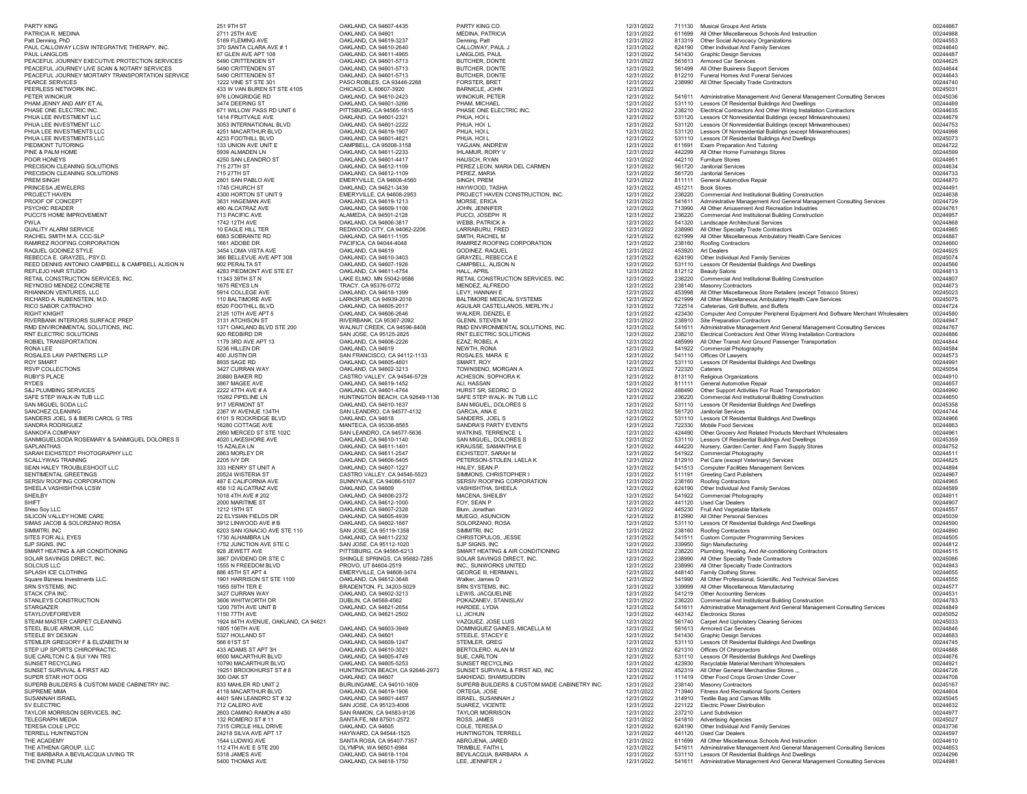| | | | | | | | |
|---|---|---|---|---|---|---|---|
| PARTY KING | 251 9TH ST | OAKLAND, CA 94607-4435 | PARTY KING CO. | 12/31/2022 | 711130 | Musical Groups And Artists | 00244667 |
| PATRICIA R. MEDINA | 2711 25TH AVE | OAKLAND, CA 94601 | MEDINA, PATRICIA | 12/31/2022 | 611699 | All Other Miscellaneous Schools And Instruction | 00244988 |
| Patt Denning, PhD | 5169 FLEMING AVE | OAKLAND, CA 94619-3237 | Denning, Patt | 12/31/2022 | 813319 | Other Social Advocacy Organizations | 00244553 |
| PAUL CALLOWAY LCSW INTEGRATIVE THERAPY, INC. | 370 SANTA CLARA AVE # 1 | OAKLAND, CA 94610-2640 | CALLOWAY, PAUL J | 12/31/2022 | 624190 | Other Individual And Family Services | 00244640 |
| PAUL LANGLOIS | 67 GLEN AVE APT 108 | OAKLAND, CA 94611-4965 | LANGLOIS, PAUL | 12/31/2022 | 541430 | Graphic Design Services | 00244487 |
| PEACEFUL JOURNEY EXECUTIVE PROTECTION SERVICES | 5490 CRITTENDEN ST | OAKLAND, CA 94601-5713 | BUTCHER, DONTE | 12/31/2022 | 561613 | Armored Car Services | 00244625 |
| PEACEFUL JOURNEY LIVE SCAN & NOTARY SERVICES | 5490 CRITTENDEN ST | OAKLAND, CA 94601-5713 | BUTCHER, DONTE | 12/31/2022 | 561499 | All Other Business Support Services | 00244644 |
| PEACEFUL JOURNEY MORTARY TRANSPORTATION SERVICE | 5490 CRITTENDEN ST | OAKLAND, CA 94601-5713 | BUTCHER, DONTE | 12/31/2022 | 812210 | Funeral Homes And Funeral Services | 00244643 |
| PEARCE SERVICES | 1222 VINE ST STE 301 | PASO ROBLES, CA 93446-2268 | FORSTER, BRET | 12/31/2022 | 238990 | All Other Specialty Trade Contractors | 00244740 |
| PEERLESS NETWORK INC. | 433 W VAN BUREN ST STE 410S | CHICAGO, IL 60607-3920 | BARNICLE, JOHN | 12/31/2022 | | | 00245031 |
| PETER WINOKUR | 976 LONGRIDGE RD | OAKLAND, CA 94610-2423 | WINOKUR, PETER | 12/31/2022 | 541611 | Administrative Management And General Management Consulting Services | 00245036 |
| PHAM JENNY AND AMY ET AL | 3474 DEERING ST | OAKLAND, CA 94601-3266 | PHAM, MICHAEL | 12/31/2022 | 531110 | Lessors Of Residential Buildings And Dwellings | 00244489 |
| PHASE ONE ELECTRIC INC. | 671 WILLOW PASS RD UNIT 6 | PITTSBURG, CA 94565-1815 | PHASE ONE ELECTRIC INC. | 12/31/2022 | 238210 | Electrical Contractors And Other Wiring Installation Contractors | 00244635 |
| PHUA LEE INVESTMENT LLC | 1414 FRUITVALE AVE | OAKLAND, CA 94601-2321 | PHUA, HOI L | 12/31/2022 | 531120 | Lessors Of Nonresidential Buildings (except Miniwarehouses) | 00244679 |
| PHUA LEE INVESTMENT LLC | 3053 INTERNATIONAL BLVD | OAKLAND, CA 94601-2222 | PHUA, HOI L | 12/31/2022 | 531120 | Lessors Of Nonresidential Buildings (except Miniwarehouses) | 00244753 |
| PHUA LEE INVESTMENTS LLC | 4251 MACARTHUR BLVD | OAKLAND, CA 94619-1907 | PHUA, HOI L | 12/31/2022 | 531120 | Lessors Of Nonresidential Buildings (except Miniwarehouses) | 00244998 |
| PHUA LEE INVESTMENTS LLC | 4233 FOOTHILL BLVD | OAKLAND, CA 94601-4621 | PHUA, HOI L | 12/31/2022 | 531110 | Lessors Of Residential Buildings And Dwellings | 00245073 |
| PIEDMONT TUTORING | 133 UNION AVE UNIT E | CAMPBELL, CA 95008-3158 | YAGJIAN, ANDREW | 12/31/2022 | 611691 | Exam Preparation And Tutoring | 00244722 |
| PINE & PALM HOME | 5939 ALMADEN LN | OAKLAND, CA 94611-2233 | IHLAMUR, RORY V | 12/31/2022 | 442299 | All Other Home Furnishings Stores | 00244599 |
| POOR HONEYS | 4250 SAN LEANDRO ST | OAKLAND, CA 94601-4417 | HAUSCH, RYAN | 12/31/2022 | 442110 | Furniture Stores | 00244951 |
| PRECISION CLEANING SOLUTIONS | 715 27TH ST | OAKLAND, CA 94612-1109 | PEREZ LEON, MARIA DEL CARMEN | 12/31/2022 | 561720 | Janitorial Services | 00244634 |
| PRECISION CLEANING SOLUTIONS | 715 27TH ST | OAKLAND, CA 94612-1109 | PEREZ, MARIA | 12/31/2022 | 561720 | Janitorial Services | 00244733 |
| PREM SINGH | 2801 SAN PABLO AVE | EMERYVILLE, CA 94608-4560 | SINGH, PREM | 12/31/2022 | 811111 | General Automotive Repair | 00244870 |
| PRINCESA JEWELERS | 1745 CHURCH ST | OAKLAND, CA 94621-3439 | HAYWOOD, TASHA | 12/31/2022 | 451211 | Book Stores | 00244491 |
| PROJECT HAVEN | 4300 HORTON ST UNIT 9 | EMERYVILLE, CA 94608-2953 | PROJECT HAVEN CONSTRUCTION, INC. | 12/31/2022 | 236220 | Commercial And Institutional Building Construction | 00244638 |
| PROOF OF CONCEPT | 3631 HAGEMAN AVE | OAKLAND, CA 94619-1213 | MORSE, ERICA | 12/31/2022 | 541611 | Administrative Management And General Management Consulting Services | 00244729 |
| PSYCHIC READER | 490 ALCATRAZ AVE | OAKLAND, CA 94609-1106 | JOHN, JENNIFER | 12/31/2022 | 713990 | All Other Amusement And Recreation Industries | 00244761 |
| PUCCI'S HOME IMPROVEMENT | 713 PACIFIC AVE | ALAMEDA, CA 94501-2128 | PUCCI, JOSEPH R | 12/31/2022 | 236220 | Commercial And Institutional Building Construction | 00244957 |
| PWLA | 1742 12TH AVE | OAKLAND, CA 94606-3817 | WEBB, PATRICK A | 12/31/2022 | 541320 | Landscape Architectural Services | 00244868 |
| QUALITY ALARM SERVICE | 10 EAGLE HILL TER | REDWOOD CITY, CA 94062-2206 | LARRABURU, FRED | 12/31/2022 | 238990 | All Other Specialty Trade Contractors | 00244985 |
| RACHEL SMITH M.A. CCC-SLP | 6883 SOBRANTE RD | OAKLAND, CA 94611-1105 | SMITH, RACHEL M | 12/31/2022 | 621999 | All Other Miscellaneous Ambulatory Health Care Services | 00244887 |
| RAMIREZ ROOFING CORPORATION | 1661 ADOBE DR | PACIFICA, CA 94044-4048 | RAMIREZ ROOFING CORPORATION | 12/31/2022 | 238160 | Roofing Contractors | 00244660 |
| RAQUEL GODINEZ STYLE | 3454 LOMA VISTA AVE | OAKLAND, CA 94619 | GODINEZ, RAQUEL | 12/31/2022 | 453920 | Art Dealers | 00244925 |
| REBECCA E. GRAYZEL, PSY.D. | 366 BELLEVUE AVE APT 308 | OAKLAND, CA 94610-3403 | GRAYZEL, REBECCA E | 12/31/2022 | 624190 | Other Individual And Family Services | 00245074 |
| REED DENNIS ANTONIO CAMPBELL & CAMPBELL ALISON N | 902 PERALTA ST | OAKLAND, CA 94607-1926 | CAMPBELL, ALISON N | 12/31/2022 | 531110 | Lessors Of Residential Buildings And Dwellings | 00244566 |
| REFLEJO HAIR STUDIO | 4283 PIEDMONT AVE STE E7 | OAKLAND, CA 94611-4754 | HALL, APRIL | 12/31/2022 | 812112 | Beauty Salons | 00244813 |
| RETAIL CONSTRUCTION SERVICES, INC. | 11343 39TH ST N | LAKE ELMO, MN 55042-9586 | RETAIL CONSTRUCTION SERVICES, INC. | 12/31/2022 | 236220 | Commercial And Institutional Building Construction | 00244807 |
| REYNOSO MENDEZ CONCRETE | 1675 REYES LN | TRACY, CA 95376-0772 | MENDEZ, ALFREDO | 12/31/2022 | 238140 | Masonry Contractors | 00244673 |
| RHIANNON VENTURES, LLC | 5914 COLLEGE AVE | OAKLAND, CA 94618-1399 | LEVY, HANNAH E | 12/31/2022 | 453998 | All Other Miscellaneous Store Retailers (except Tobacco Stores) | 00245023 |
| RICHARD A. RUBENSTEIN, M.D. | 110 BALTIMORE AVE | LARKSPUR, CA 94939-2016 | BALTIMORE MEDICAL SYSTEMS | 12/31/2022 | 621999 | All Other Miscellaneous Ambulatory Health Care Services | 00245075 |
| RICO SABOR CATRACHO | 6520 FOOTHILL BLVD | OAKLAND, CA 94605-2017 | AGUILAR CASTELLANOS, MERLYN J | 12/31/2022 | 722514 | Cafeterias, Grill Buffets, and Buffets | 00244724 |
| RIGHT KNIGHT | 2125 10TH AVE APT 5 | OAKLAND, CA 94606-2646 | WALKER, DENZEL E | 12/31/2022 | 423430 | Computer And Computer Peripheral Equipment And Software Merchant Wholesalers | 00244580 |
| RIVERBANK INTERIORS SURFACE PREP | 3131 ATCHISON ST | RIVERBANK, CA 95367-2092 | GLENN, STEVEN M | 12/31/2022 | 238910 | Site Preparation Contractors | 00244947 |
| RMD ENVIRONMENTAL SOLUTIONS, INC. | 1371 OAKLAND BLVD STE 200 | WALNUT CREEK, CA 94596-8408 | RMD ENVIRONMENTAL SOLUTIONS, INC. | 12/31/2022 | 541611 | Administrative Management And General Management Consulting Services | 00244767 |
| RNT ELECTRIC SOLUTIONS | 920 REDBIRD DR | SAN JOSE, CA 95125-2825 | RNT ELECTRIC SOLUTIONS | 12/31/2022 | 238210 | Electrical Contractors And Other Wiring Installation Contractors | 00244886 |
| ROBIEL TRANSPORTATION | 1179 3RD AVE APT 13 | OAKLAND, CA 94606-2226 | EZAZ, ROBEL A | 12/31/2022 | 485999 | All Other Transit And Ground Passenger Transportation | 00244844 |
| RONA LEE | 5236 HILLEN DR | OAKLAND, CA 94619 | NEWTH, RONA | 12/31/2022 | 541922 | Commercial Photography | 00244584 |
| ROSALES LAW PARTNERS LLP | 400 JUSTIN DR | SAN FRANCISCO, CA 94112-1133 | ROSALES, MARA E | 12/31/2022 | 541110 | Offices Of Lawyers | 00244573 |
| ROY SMART | 8935 SAGE RD | OAKLAND, CA 94605-4601 | SMART, ROY | 12/31/2022 | 531110 | Lessors Of Residential Buildings And Dwellings | 00244991 |
| RSVP COLLECTIONS | 3427 CURRAN WAY | OAKLAND, CA 94602-3213 | TOWNSEND, MORGAN A | 12/31/2022 | 722320 | Caterers | 00245054 |
| RUBY'S PLACE | 20880 BAKER RD | CASTRO VALLEY, CA 94546-5729 | ACHESON, SOPHORA K | 12/31/2022 | 813110 | Religious Organizations | 00244910 |
| RYDES | 3867 MAGEE AVE | OAKLAND, CA 94619-1452 | ALI, HASSAN | 12/31/2022 | 811111 | General Automotive Repair | 00244657 |
| S&J PLUMBING SERVICES | 2222 47TH AVE # A | OAKLAND, CA 94601-4764 | HURST SR, SEDRIC D | 12/31/2022 | 488490 | Other Support Activities For Road Transportation | 00244990 |
| SAFE STEP WALK-IN TUB LLC | 15262 PIPELINE LN | HUNTINGTON BEACH, CA 92649-1136 | SAFE STEP WALK- IN TUB LLC | 12/31/2022 | 236220 | Commercial And Institutional Building Construction | 00244650 |
| SAN MIGUEL SODA LLC | 917 VERMONT ST | OAKLAND, CA 94610-1637 | SAN MIGUEL, DOLORES S | 12/31/2022 | 531110 | Lessors Of Residential Buildings And Dwellings | 00245358 |
| SANCHEZ CLEANING | 2367 W AVENUE 134TH | SAN LEANDRO, CA 94577-4132 | GARCIA, ANA E | 12/31/2022 | 561720 | Janitorial Services | 00244744 |
| SANDERS JOEL S & BIERI CAROL G TRS | 6101 S ROCKRIDGE BLVD | OAKLAND, CA 94618 | SANDERS, JOEL S | 12/31/2022 | 531110 | Lessors Of Residential Buildings And Dwellings | 00244966 |
| SANDRA RODRIGUEZ | 16280 COTTAGE AVE | MANTECA, CA 95336-8565 | SANDRA'S PARTY EVENTS | 12/31/2022 | 722330 | Mobile Food Services | 00244863 |
| SANKOFA COMPANY | 2950 MERCED ST STE 102C | SAN LEANDRO, CA 94577-5636 | WATKINS, TERRENCE L | 12/31/2022 | 424490 | Other Grocery And Related Products Merchant Wholesalers | 00244961 |
| SANMIGUELSODA ROSEMARY & SANMIGUEL DOLORES S | 4020 LAKESHORE AVE | OAKLAND, CA 94610-1140 | SAN MIGUEL, DOLORES S | 12/31/2022 | 531110 | Lessors Of Residential Buildings And Dwellings | 00245359 |
| SAPLANTHAS | 15 AZALEA LN | OAKLAND, CA 94611-1401 | KRAUSSE, SAMANTHA E | 12/31/2022 | 444220 | Nursery, Garden Center, And Farm Supply Stores | 00244752 |
| SARAH EICHSTEDT PHOTOGRAPHY LLC | 2863 MORLEY DR | OAKLAND, CA 94611-2547 | EICHSTEDT, SARAH M | 12/31/2022 | 541922 | Commercial Photography | 00244511 |
| SCALLYWAG TRAINING | 2205 IVY DR | OAKLAND, CA 94606-5405 | PETERSON-STOLEN, LAELA K | 12/31/2022 | 812910 | Pet Care (except Veterinary) Services | 00244825 |
| SEAN HALEY TROUBLESHOOT LLC | 333 HENRY ST UNIT A | OAKLAND, CA 94607-1227 | HALEY, SEAN P | 12/31/2022 | 541513 | Computer Facilities Management Services | 00244894 |
| SENTIMENTAL GREETINGS | 20524 WISTERIA ST | CASTRO VALLEY, CA 94546-5523 | SIMMONS, CHRISTOPHER I | 12/31/2022 | 511191 | Greeting Card Publishers | 00244967 |
| SERSIV ROOFING CORPORATION | 487 E CALIFORNIA AVE | SUNNYVALE, CA 94086-5107 | SERSIV ROOFING CORPORATION | 12/31/2022 | 238160 | Roofing Contractors | 00244965 |
| SHEELA VASHISHTHA LCSW | 458 1/2 ALCATRAZ AVE | OAKLAND, CA 94609 | VASHISHTHA, SHEELA | 12/31/2022 | 624190 | Other Individual And Family Services | 00244589 |
| SHEILBY | 1018 4TH AVE # 202 | OAKLAND, CA 94606-2372 | MACENA, SHEILBY | 12/31/2022 | 541922 | Commercial Photography | 00244911 |
| SHIFT | 2000 MARITIME ST | OAKLAND, CA 94612-1000 | FOY, SEAN P | 12/31/2022 | 441120 | Used Car Dealers | 00244907 |
| Shiso Soy LLC | 1212 19TH ST | OAKLAND, CA 94607-2328 | Blum, Jonathan | 12/31/2022 | 445230 | Fruit And Vegetable Markets | 00244557 |
| SILICON VALLEY HOME CARE | 22 ELYSIAN FIELDS DR | OAKLAND, CA 94605-4939 | MUEGO, ASUNCION | 12/31/2022 | 812990 | All Other Personal Services | 00245039 |
| SIMAS JACOB & SOLORZANO ROSA | 3912 LINWOOD AVE # B | OAKLAND, CA 94602-1667 | SOLORZANO, ROSA | 12/31/2022 | 531110 | Lessors Of Residential Buildings And Dwellings | 00244590 |
| SIMMITRI, INC | 6203 SAN IGNACIO AVE STE 110 | SAN JOSE, CA 95119-1358 | SIMMITRI, INC | 12/31/2022 | 238160 | Roofing Contractors | 00244890 |
| SITES FOR ALL EYES | 1730 ALHAMBRA LN | OAKLAND, CA 94611-2232 | CHRISTOPULOS, JESSE | 12/31/2022 | 541511 | Custom Computer Programming Services | 00244505 |
| SJP SIGNS, INC | 1752 JUNCTION AVE STE C | SAN JOSE, CA 95112-1020 | SJP SIGNS, INC | 12/31/2022 | 339950 | Sign Manufacturing | 00244812 |
| SMART HEATING & AIR CONDITIONING | 928 JEWETT AVE | PITTSBURG, CA 94565-6213 | SMART HEATING & AIR CONDITIONING | 12/31/2022 | 238220 | Plumbing, Heating, And Air-conditioning Contractors | 00244515 |
| SOLAR SAVINGS DIRECT, INC. | 3867 DIVIDEND DR STE C | SHINGLE SPRINGS, CA 95682-7285 | SOLAR SAVINGS DIRECT, INC. | 12/31/2022 | 238990 | All Other Specialty Trade Contractors | 00245086 |
| SOLCIUS LLC | 1555 N FREEDOM BLVD | PROVO, UT 84604-2519 | INC., SUNWORKS UNITED | 12/31/2022 | 238990 | All Other Specialty Trade Contractors | 00244943 |
| SPLASH ICE CLOTHING | 886 45TH ST APT 4 | EMERYVILLE, CA 94608-3474 | GEORGE III, HERMAN L | 12/31/2022 | 448140 | Family Clothing Stores | 00244655 |
| Square Bizness Investments LLC. | 1901 HARRISON ST STE 1100 | OAKLAND, CA 94612-3648 | Walker, James D | 12/31/2022 | 541990 | All Other Professional, Scientific, And Technical Services | 00244555 |
| SRN SYSTEMS, INC. | 1955 59TH TER E | BRADENTON, FL 34203-5029 | SRN SYSTEMS, INC. | 12/31/2022 | 339999 | All Other Miscellaneous Manufacturing | 00244577 |
| STACK CPA INC. | 3427 CURRAN WAY | OAKLAND, CA 94602-3213 | LEWIS, JACQUELINE | 12/31/2022 | 541219 | Other Accounting Services | 00244531 |
| STANLEYS CONSTRUCTION | 3606 WHITWORTH DR | DUBLIN, CA 94568-4562 | POKAZANEV, STANISLAV | 12/31/2022 | 236220 | Commercial And Institutional Building Construction | 00244783 |
| STARGAZER | 1200 79TH AVE UNIT B | OAKLAND, CA 94621-2654 | HARDEE, LYDIA | 12/31/2022 | 541611 | Administrative Management And General Management Consulting Services | 00244849 |
| STAYLOVEFOREVER | 1150 77TH AVE | OAKLAND, CA 94621-2502 | LI, JICHUN | 12/31/2022 | 443142 | Electronics Stores | 00245052 |
| STEAM MASTER CARPET CLEANING | 1924 84TH AVENUE, OAKLAND, CA 94621 | | VAZQUEZ, JOSE LUIS | 12/31/2022 | 561740 | Carpet And Upholstery Cleaning Services | 00245033 |
| STEEL BLUE ARMOR, LLC | 1805 106TH AVE | OAKLAND, CA 94603-3949 | DOMINIQUEZ GAINES, MICAELLA M | 12/31/2022 | 561613 | Armored Car Services | 00244846 |
| STEELE BY DESIGN | 5327 HOLLAND ST | OAKLAND, CA 94601 | STEELE, STACEY E | 12/31/2022 | 541430 | Graphic Design Services | 00244683 |
| STEMLER GREGORY F & ELIZABETH M | 566 61ST ST | OAKLAND, CA 94609-1247 | STEMLER, GREG | 12/31/2022 | 531110 | Lessors Of Residential Buildings And Dwellings | 00244745 |
| STEP UP SPORTS CHIROPRACTIC | 433 ADAMS ST APT 3H | OAKLAND, CA 94610-3021 | BERTOLERO, ALAN M | 12/31/2022 | 621310 | Offices Of Chiropractors | 00244888 |
| SUE CARLTON C & SUI YAN TRS | 9500 MACARTHUR BLVD | OAKLAND, CA 94605-4749 | SUE, CARLTON | 12/31/2022 | 531110 | Lessors Of Residential Buildings And Dwellings | 00244676 |
| SUNSET RECYCLING | 10790 MACARTHUR BLVD | OAKLAND, CA 94605-5253 | SUNSET RECYCLING | 12/31/2022 | 423930 | Recyclable Material Merchant Wholesalers | 00244921 |
| SUNSET SURVIVAL & FIRST AID | 19251 BROOKHURST ST # 8 | HUNTINGTON BEACH, CA 92646-2973 | SUNSET SURVIVAL & FIRST AID, INC | 12/31/2022 | 452319 | All Other General Merchandise Stores ... | 00244726 |
| SUPER STAR HOT DOG | 300 OAK ST | OAKLAND, CA 94607 | SAKHIDAD, SHAMSUDDIN | 12/31/2022 | 111419 | Other Food Crops Grown Under Cover | 00244708 |
| SUPERB BUILDERS & CUSTOM MADE CABINETRY INC. | 833 MAHLER RD UNIT 2 | BURLINGAME, CA 94010-1609 | SUPERB BUILDERS & CUSTOM MADE CABINETRY INC. | 12/31/2022 | 238140 | Masonry Contractors | 00245167 |
| SUPREME MMA | 4118 MACARTHUR BLVD | OAKLAND, CA 94619-1906 | ORTEGA, JOSE | 12/31/2022 | 713940 | Fitness And Recreational Sports Centers | 00244604 |
| SUSANNAH ISRAEL | 4401 SAN LEANDRO ST # 32 | OAKLAND, CA 94601-4457 | ISRAEL, SUSANNAH J | 12/31/2022 | 314910 | Textile Bag and Canvas Mills | 00245045 |
| SV ELECTRIC | 712 CALERO AVE | SAN JOSE, CA 95123-4006 | SUAREZ, VICENTE | 12/31/2022 | 221122 | Electric Power Distribution | 00244632 |
| TAYLOR MORRISON SERVICES, INC. | 2603 CAMINO RAMON # 450 | SAN RAMON, CA 94583-9126 | TAYLOR MORRISON | 12/31/2022 | 237210 | Land Subdivision | 00244977 |
| TELEGRAPH MEDIA | 132 ROMERO ST # 11 | SANTA FE, NM 87501-2572 | ROSS, JAMES | 12/31/2022 | 541810 | Advertising Agencies | 00245027 |
| TERESA COLE LPCC | 7315 CIRCLE HILL DRIVE | OAKLAND, CA 94605 | COLE, TERESA D | 12/31/2022 | 624190 | Other Individual And Family Services | 00243736 |
| TERRELL HUNTINGTON | 24218 SILVA AVE APT 17 | HAYWARD, CA 94544-1525 | HUNTINGTON, TERRELL | 12/31/2022 | 441120 | Used Car Dealers | 00244597 |
| THE ACADEMY | 1544 LUDWIG AVE | SANTA ROSA, CA 95407-7357 | ABROJENA, JARED | 12/31/2022 | 611699 | All Other Miscellaneous Schools And Instruction | 00244610 |
| THE ATHENA GROUP, LLC | 112 4TH AVE E STE 200 | OLYMPIA, WA 98501-6984 | TRIMBLE, FAITH L | 12/31/2022 | 541611 | Administrative Management And General Management Consulting Services | 00244653 |
| THE BARBARA A BEVILACQUA LIVING TR | 5318 JAMES AVE | OAKLAND, CA 94618-1104 | BEVILACQUA, BARBARA A | 12/31/2022 | 531110 | Lessors Of Residential Buildings And Dwellings | 00244296 |
| THE DIVINE PLUM | 5400 THOMAS AVE | OAKLAND, CA 94618-1750 | LEE, JENNIFER J | 12/31/2022 | 541611 | Administrative Management And General Management Consulting Services | 00244981 |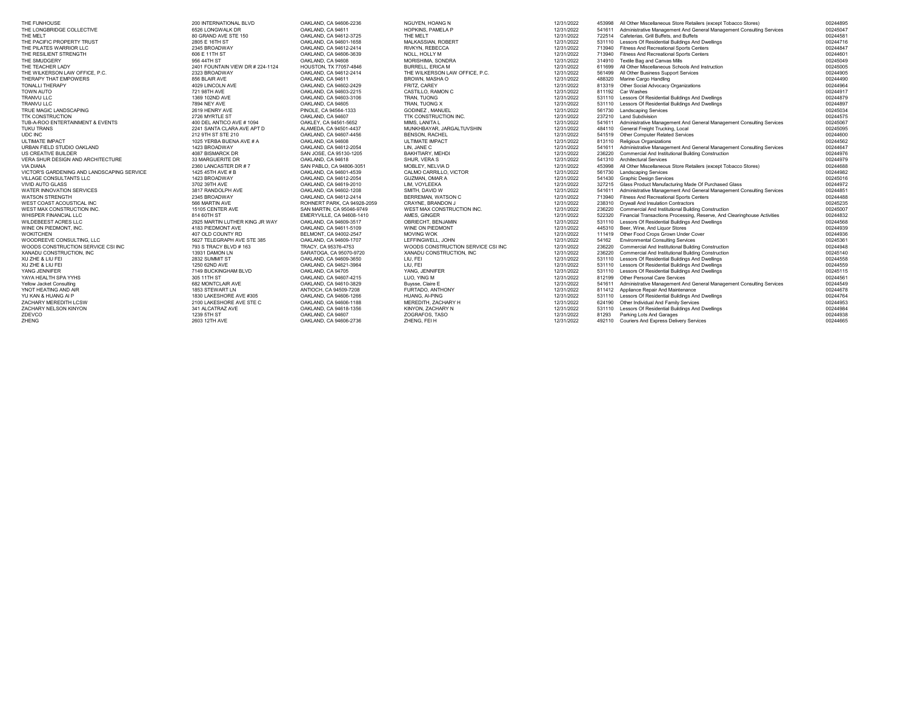| | | | | | | | |
|---|---|---|---|---|---|---|---|
| THE FUNHOUSE | 200 INTERNATIONAL BLVD | OAKLAND, CA 94606-2236 | NGUYEN, HOANG N | 12/31/2022 | 453998 | All Other Miscellaneous Store Retailers (except Tobacco Stores) | 00244895 |
| THE LONGBRIDGE COLLECTIVE | 6526 LONGWALK DR | OAKLAND, CA 94611 | HOPKINS, PAMELA P | 12/31/2022 | 541611 | Administrative Management And General Management Consulting Services | 00245047 |
| THE MELT | 80 GRAND AVE STE 150 | OAKLAND, CA 94612-3725 | THE MELT | 12/31/2022 | 722514 | Cafeterias, Grill Buffets, and Buffets | 00244581 |
| THE PACIFIC PROPERTY TRUST | 2805 E 16TH ST | OAKLAND, CA 94601-1658 | MALKASSIAN, ROBERT | 12/31/2022 | 531110 | Lessors Of Residential Buildings And Dwellings | 00244716 |
| THE PILATES WARRIOR LLC | 2345 BROADWAY | OAKLAND, CA 94612-2414 | RIVKYN, REBECCA | 12/31/2022 | 713940 | Fitness And Recreational Sports Centers | 00244847 |
| THE RESILIENT STRENGTH | 606 E 11TH ST | OAKLAND, CA 94606-3639 | NOLL, HOLLY M | 12/31/2022 | 713940 | Fitness And Recreational Sports Centers | 00244601 |
| THE SMUDGERY | 956 44TH ST | OAKLAND, CA 94608 | MORISHIMA, SONDRA | 12/31/2022 | 314910 | Textile Bag and Canvas Mills | 00245049 |
| THE TEACHER LADY | 2401 FOUNTAIN VIEW DR # 224-1124 | HOUSTON, TX 77057-4846 | BURRELL, ERICA M | 12/31/2022 | 611699 | All Other Miscellaneous Schools And Instruction | 00245005 |
| THE WILKERSON LAW OFFICE, P.C. | 2323 BROADWAY | OAKLAND, CA 94612-2414 | THE WILKERSON LAW OFFICE, P.C. | 12/31/2022 | 561499 | All Other Business Support Services | 00244905 |
| THERAPY THAT EMPOWERS | 856 BLAIR AVE | OAKLAND, CA 94611 | BROWN, MASHA O | 12/31/2022 | 488320 | Marine Cargo Handling | 00244490 |
| TONALLI THERAPY | 4029 LINCOLN AVE | OAKLAND, CA 94602-2429 | FRITZ, CAREY | 12/31/2022 | 813319 | Other Social Advocacy Organizations | 00244964 |
| TOWN AUTO | 721 98TH AVE | OAKLAND, CA 94603-2215 | CASTILLO, RAMON C | 12/31/2022 | 811192 | Car Washes | 00244917 |
| TRANVU LLC | 1369 102ND AVE | OAKLAND, CA 94603-3106 | TRAN, TUONG | 12/31/2022 | 531110 | Lessors Of Residential Buildings And Dwellings | 00244879 |
| TRANVU LLC | 7894 NEY AVE | OAKLAND, CA 94605 | TRAN, TUONG X | 12/31/2022 | 531110 | Lessors Of Residential Buildings And Dwellings | 00244897 |
| TRUE MAGIC LANDSCAPING | 2619 HENRY AVE | PINOLE, CA 94564-1333 | GODINEZ , MANUEL | 12/31/2022 | 561730 | Landscaping Services | 00245034 |
| TTK CONSTRUCTION | 2726 MYRTLE ST | OAKLAND, CA 94607 | TTK CONSTRUCTION INC. | 12/31/2022 | 237210 | Land Subdivision | 00244575 |
| TUB-A-ROO ENTERTAINMENT & EVENTS | 400 DEL ANTICO AVE # 1094 | OAKLEY, CA 94561-5652 | MIMS, LANITA L | 12/31/2022 | 541611 | Administrative Management And General Management Consulting Services | 00245067 |
| TUKU TRANS | 2241 SANTA CLARA AVE APT D | ALAMEDA, CA 94501-4437 | MUNKHBAYAR, JARGALTUVSHIN | 12/31/2022 | 484110 | General Freight Trucking, Local | 00245095 |
| UDC INC | 212 9TH ST STE 210 | OAKLAND, CA 94607-4456 | BENSON, RACHEL | 12/31/2022 | 541519 | Other Computer Related Services | 00244600 |
| ULTIMATE IMPACT | 1025 YERBA BUENA AVE # A | OAKLAND, CA 94608 | ULTIMATE IMPACT | 12/31/2022 | 813110 | Religious Organizations | 00244562 |
| URBAN FIELD STUDIO OAKLAND | 1423 BROADWAY | OAKLAND, CA 94612-2054 | LIN, JANE C | 12/31/2022 | 541611 | Administrative Management And General Management Consulting Services | 00244647 |
| US CREATIVE BUILDER | 4087 BISMARCK DR | SAN JOSE, CA 95130-1205 | BAKHTIARY, MEHDI | 12/31/2022 | 236220 | Commercial And Institutional Building Construction | 00244976 |
| VERA SHUR DESIGN AND ARCHITECTURE | 33 MARGUERITE DR | OAKLAND, CA 94618 | SHUR, VERA S | 12/31/2022 | 541310 | Architectural Services | 00244979 |
| VIA DIANA | 2360 LANCASTER DR # 7 | SAN PABLO, CA 94806-3051 | MOBLEY, NELVIA D | 12/31/2022 | 453998 | All Other Miscellaneous Store Retailers (except Tobacco Stores) | 00244688 |
| VICTOR'S GARDENING AND LANDSCAPING SERVICE | 1425 45TH AVE # B | OAKLAND, CA 94601-4539 | CALMO CARRILLO, VICTOR | 12/31/2022 | 561730 | Landscaping Services | 00244982 |
| VILLAGE CONSULTANTS LLC | 1423 BROADWAY | OAKLAND, CA 94612-2054 | GUZMAN, OMAR A | 12/31/2022 | 541430 | Graphic Design Services | 00245016 |
| VIVID AUTO GLASS | 3702 39TH AVE | OAKLAND, CA 94619-2010 | LIM, VOYLEEKA | 12/31/2022 | 327215 | Glass Product Manufacturing Made Of Purchased Glass | 00244972 |
| WATER INNOVATION SERVICES | 3817 RANDOLPH AVE | OAKLAND, CA 94602-1208 | SMITH, DAVID W | 12/31/2022 | 541611 | Administrative Management And General Management Consulting Services | 00244851 |
| WATSON STRENGTH | 2345 BROADWAY | OAKLAND, CA 94612-2414 | BERREMAN, WATSON C | 12/31/2022 | 713940 | Fitness And Recreational Sports Centers | 00244488 |
| WEST COAST ACOUSTICAL INC | 566 MARTIN AVE | ROHNERT PARK, CA 94928-2059 | CRAYNE, BRANDON J | 12/31/2022 | 238310 | Drywall And Insulation Contractors | 00245235 |
| WEST MAX CONSTRUCTION INC. | 15105 CENTER AVE | SAN MARTIN, CA 95046-9749 | WEST MAX CONSTRUCTION INC. | 12/31/2022 | 236220 | Commercial And Institutional Building Construction | 00245007 |
| WHISPER FINANCIAL LLC | 814 60TH ST | EMERYVILLE, CA 94608-1410 | AMES, GINGER | 12/31/2022 | 522320 | Financial Transactions Processing, Reserve, And Clearinghouse Activities | 00244832 |
| WILDEBEEST ACRES LLC | 2925 MARTIN LUTHER KING JR WAY | OAKLAND, CA 94609-3517 | OBRIECHT, BENJAMIN | 12/31/2022 | 531110 | Lessors Of Residential Buildings And Dwellings | 00244568 |
| WINE ON PIEDMONT, INC. | 4183 PIEDMONT AVE | OAKLAND, CA 94611-5109 | WINE ON PIEDMONT | 12/31/2022 | 445310 | Beer, Wine, And Liquor Stores | 00244939 |
| WOKITCHEN | 407 OLD COUNTY RD | BELMONT, CA 94002-2547 | MOVING WOK | 12/31/2022 | 111419 | Other Food Crops Grown Under Cover | 00244936 |
| WOODREEVE CONSULTING, LLC | 5627 TELEGRAPH AVE STE 385 | OAKLAND, CA 94609-1707 | LEFFINGWELL, JOHN | 12/31/2022 | 54162 | Environmental Consulting Services | 00245361 |
| WOODS CONSTRUCTION SERVICE CSI INC | 793 S TRACY BLVD # 163 | TRACY, CA 95376-4753 | WOODS CONSTRUCTION SERVICE CSI INC | 12/31/2022 | 236220 | Commercial And Institutional Building Construction | 00244948 |
| XANADU CONSTRUCTION, INC | 13931 DAMON LN | SARATOGA, CA 95070-9720 | XANADU CONSTRUCTION, INC | 12/31/2022 | 236220 | Commercial And Institutional Building Construction | 00245140 |
| XU ZHE & LIU FEI | 2832 SUMMIT ST | OAKLAND, CA 94609-3650 | LIU, FEI | 12/31/2022 | 531110 | Lessors Of Residential Buildings And Dwellings | 00244558 |
| XU ZHE & LIU FEI | 1250 62ND AVE | OAKLAND, CA 94621-3964 | LIU, FEI | 12/31/2022 | 531110 | Lessors Of Residential Buildings And Dwellings | 00244559 |
| YANG JENNIFER | 7149 BUCKINGHAM BLVD | OAKLAND, CA 94705 | YANG, JENNIFER | 12/31/2022 | 531110 | Lessors Of Residential Buildings And Dwellings | 00245115 |
| YAYA HEALTH SPA YYHS | 305 11TH ST | OAKLAND, CA 94607-4215 | LUO, YING M | 12/31/2022 | 812199 | Other Personal Care Services | 00244561 |
| Yellow Jacket Consulting | 682 MONTCLAIR AVE | OAKLAND, CA 94610-3829 | Buysse, Claire E | 12/31/2022 | 541611 | Administrative Management And General Management Consulting Services | 00244549 |
| YNOT HEATING AND AIR | 1853 STEWART LN | ANTIOCH, CA 94509-7208 | FURTADO, ANTHONY | 12/31/2022 | 811412 | Appliance Repair And Maintenance | 00244678 |
| YU KAN & HUANG AI P | 1830 LAKESHORE AVE #305 | OAKLAND, CA 94606-1266 | HUANG, AI-PING | 12/31/2022 | 531110 | Lessors Of Residential Buildings And Dwellings | 00244764 |
| ZACHARY MEREDITH LCSW | 2100 LAKESHORE AVE STE C | OAKLAND, CA 94606-1188 | MEREDITH, ZACHARY H | 12/31/2022 | 624190 | Other Individual And Family Services | 00244953 |
| ZACHARY NELSON KINYON | 341 ALCATRAZ AVE | OAKLAND, CA 94618-1356 | KINYON, ZACHARY N | 12/31/2022 | 531110 | Lessors Of Residential Buildings And Dwellings | 00244984 |
| ZDEVCO | 1239 5TH ST | OAKLAND, CA 94607 | ZOGRAFOS, TASO | 12/31/2022 | 81293 | Parking Lots And Garages | 00244938 |
| ZHENG | 2603 12TH AVE | OAKLAND, CA 94606-2736 | ZHENG, FEI H | 12/31/2022 | 492110 | Couriers And Express Delivery Services | 00244665 |